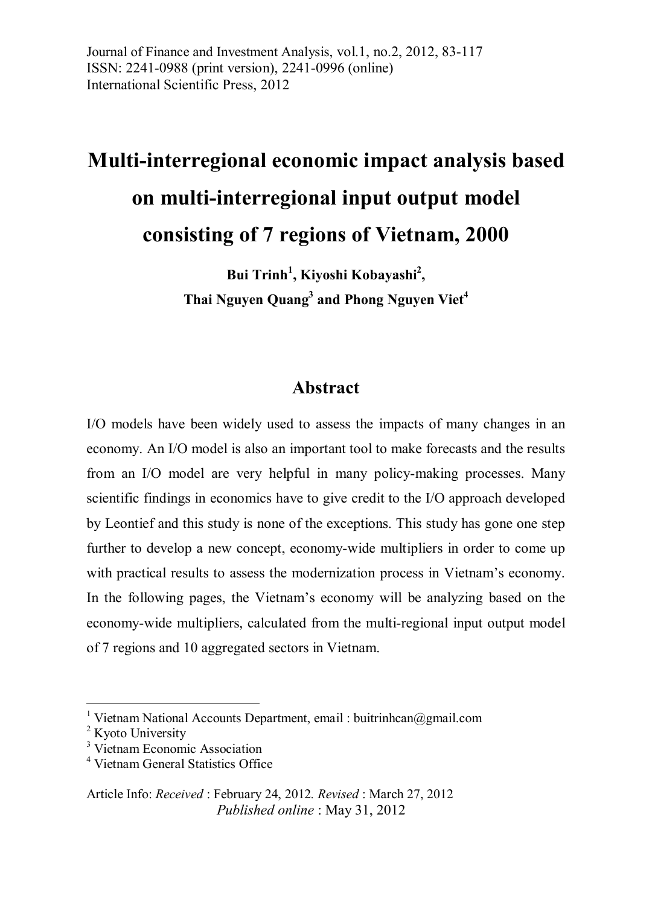Journal of Finance and Investment Analysis, vol.1, no.2, 2012, 83-117
ISSN: 2241-0988 (print version), 2241-0996 (online)
International Scientific Press, 2012

# Multi-interregional economic impact analysis based on multi-interregional input output model consisting of 7 regions of Vietnam, 2000

**Bui Trinh[1], Kiyoshi Kobayashi[2], Thai Nguyen Quang[3] and Phong Nguyen Viet[4]**

## Abstract

I/O models have been widely used to assess the impacts of many changes in an economy. An I/O model is also an important tool to make forecasts and the results from an I/O model are very helpful in many policy-making processes. Many scientific findings in economics have to give credit to the I/O approach developed by Leontief and this study is none of the exceptions. This study has gone one step further to develop a new concept, economy-wide multipliers in order to come up with practical results to assess the modernization process in Vietnam's economy. In the following pages, the Vietnam's economy will be analyzing based on the economy-wide multipliers, calculated from the multi-regional input output model of 7 regions and 10 aggregated sectors in Vietnam.

---

[1] Vietnam National Accounts Department, email : buitrinhcan@gmail.com
[2] Kyoto University
[3] Vietnam Economic Association
[4] Vietnam General Statistics Office

Article Info: *Received* : February 24, 2012. *Revised* : March 27, 2012
*Published online* : May 31, 2012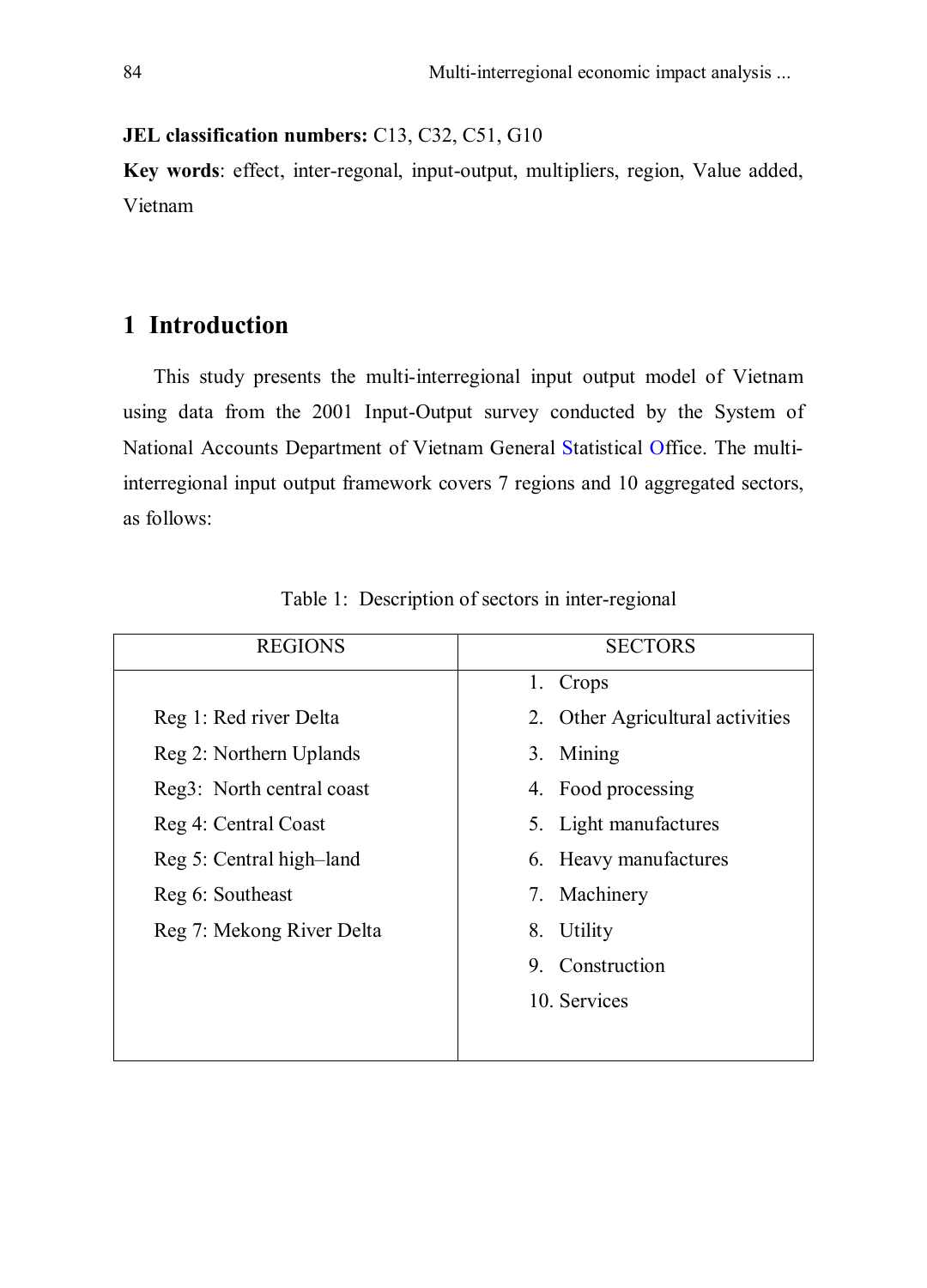**JEL classification numbers:** C13, C32, C51, G10

**Key words**: effect, inter-regonal, input-output, multipliers, region, Value added, Vietnam

## 1 Introduction

This study presents the multi-interregional input output model of Vietnam using data from the 2001 Input-Output survey conducted by the System of National Accounts Department of Vietnam General Statistical Office. The multi-interregional input output framework covers 7 regions and 10 aggregated sectors, as follows:

Table 1: Description of sectors in inter-regional

| REGIONS | SECTORS |
|---|---|
| | 1. Crops |
| Reg 1: Red river Delta | 2. Other Agricultural activities |
| Reg 2: Northern Uplands | 3. Mining |
| Reg3: North central coast | 4. Food processing |
| Reg 4: Central Coast | 5. Light manufactures |
| Reg 5: Central high–land | 6. Heavy manufactures |
| Reg 6: Southeast | 7. Machinery |
| Reg 7: Mekong River Delta | 8. Utility |
| | 9. Construction |
| | 10. Services |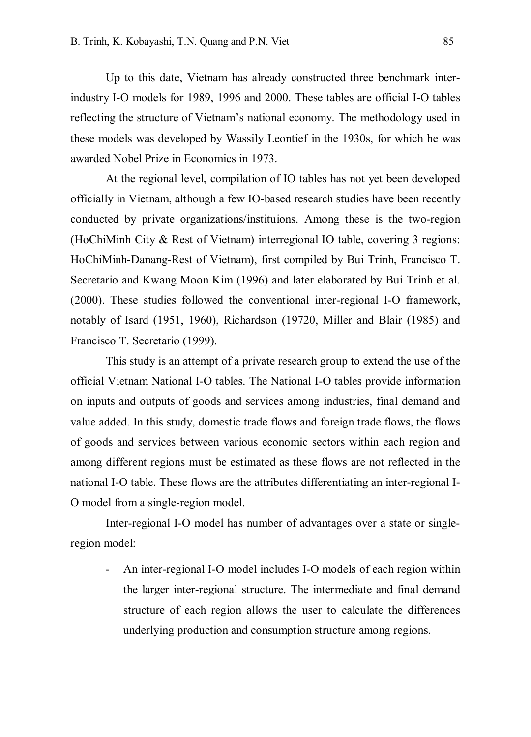Up to this date, Vietnam has already constructed three benchmark inter-industry I-O models for 1989, 1996 and 2000. These tables are official I-O tables reflecting the structure of Vietnam's national economy. The methodology used in these models was developed by Wassily Leontief in the 1930s, for which he was awarded Nobel Prize in Economics in 1973.

At the regional level, compilation of IO tables has not yet been developed officially in Vietnam, although a few IO-based research studies have been recently conducted by private organizations/instituions. Among these is the two-region (HoChiMinh City & Rest of Vietnam) interregional IO table, covering 3 regions: HoChiMinh-Danang-Rest of Vietnam), first compiled by Bui Trinh, Francisco T. Secretario and Kwang Moon Kim (1996) and later elaborated by Bui Trinh et al. (2000). These studies followed the conventional inter-regional I-O framework, notably of Isard (1951, 1960), Richardson (19720, Miller and Blair (1985) and Francisco T. Secretario (1999).

This study is an attempt of a private research group to extend the use of the official Vietnam National I-O tables. The National I-O tables provide information on inputs and outputs of goods and services among industries, final demand and value added. In this study, domestic trade flows and foreign trade flows, the flows of goods and services between various economic sectors within each region and among different regions must be estimated as these flows are not reflected in the national I-O table. These flows are the attributes differentiating an inter-regional I-O model from a single-region model.

Inter-regional I-O model has number of advantages over a state or single-region model:

- An inter-regional I-O model includes I-O models of each region within the larger inter-regional structure. The intermediate and final demand structure of each region allows the user to calculate the differences underlying production and consumption structure among regions.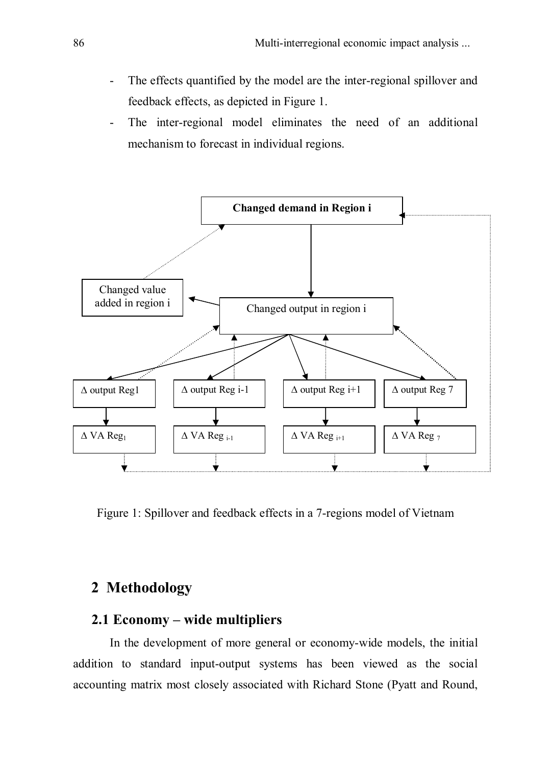- The effects quantified by the model are the inter-regional spillover and feedback effects, as depicted in Figure 1.
- The inter-regional model eliminates the need of an additional mechanism to forecast in individual regions.

Figure 1: Spillover and feedback effects in a 7-regions model of Vietnam

## 2 Methodology

### 2.1 Economy – wide multipliers

In the development of more general or economy-wide models, the initial addition to standard input-output systems has been viewed as the social accounting matrix most closely associated with Richard Stone (Pyatt and Round,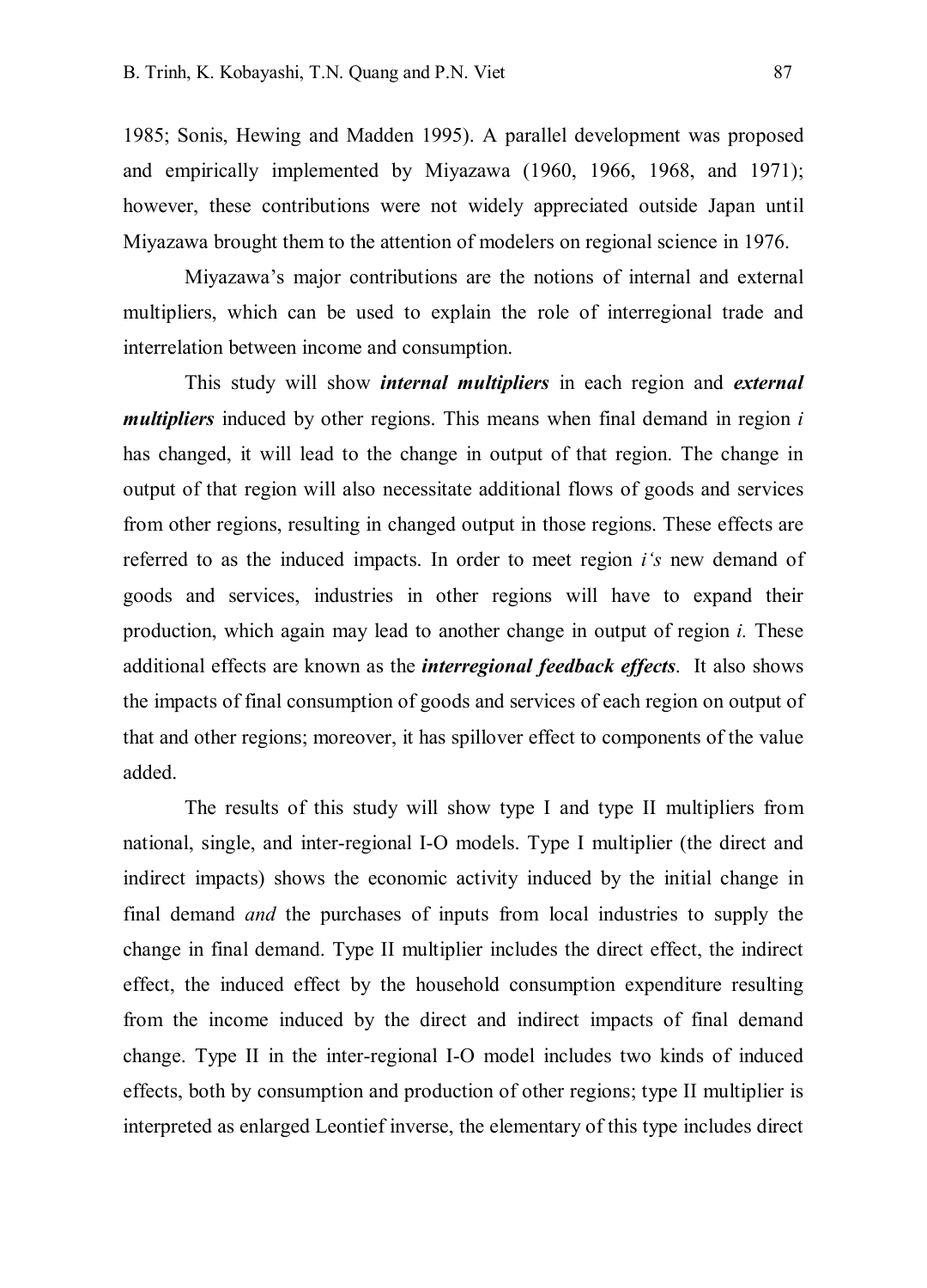1985; Sonis, Hewing and Madden 1995). A parallel development was proposed and empirically implemented by Miyazawa (1960, 1966, 1968, and 1971); however, these contributions were not widely appreciated outside Japan until Miyazawa brought them to the attention of modelers on regional science in 1976.

Miyazawa's major contributions are the notions of internal and external multipliers, which can be used to explain the role of interregional trade and interrelation between income and consumption.

This study will show ***internal multipliers*** in each region and ***external multipliers*** induced by other regions. This means when final demand in region *i* has changed, it will lead to the change in output of that region. The change in output of that region will also necessitate additional flows of goods and services from other regions, resulting in changed output in those regions. These effects are referred to as the induced impacts. In order to meet region *i's* new demand of goods and services, industries in other regions will have to expand their production, which again may lead to another change in output of region *i.* These additional effects are known as the ***interregional feedback effects***. It also shows the impacts of final consumption of goods and services of each region on output of that and other regions; moreover, it has spillover effect to components of the value added.

The results of this study will show type I and type II multipliers from national, single, and inter-regional I-O models. Type I multiplier (the direct and indirect impacts) shows the economic activity induced by the initial change in final demand *and* the purchases of inputs from local industries to supply the change in final demand. Type II multiplier includes the direct effect, the indirect effect, the induced effect by the household consumption expenditure resulting from the income induced by the direct and indirect impacts of final demand change. Type II in the inter-regional I-O model includes two kinds of induced effects, both by consumption and production of other regions; type II multiplier is interpreted as enlarged Leontief inverse, the elementary of this type includes direct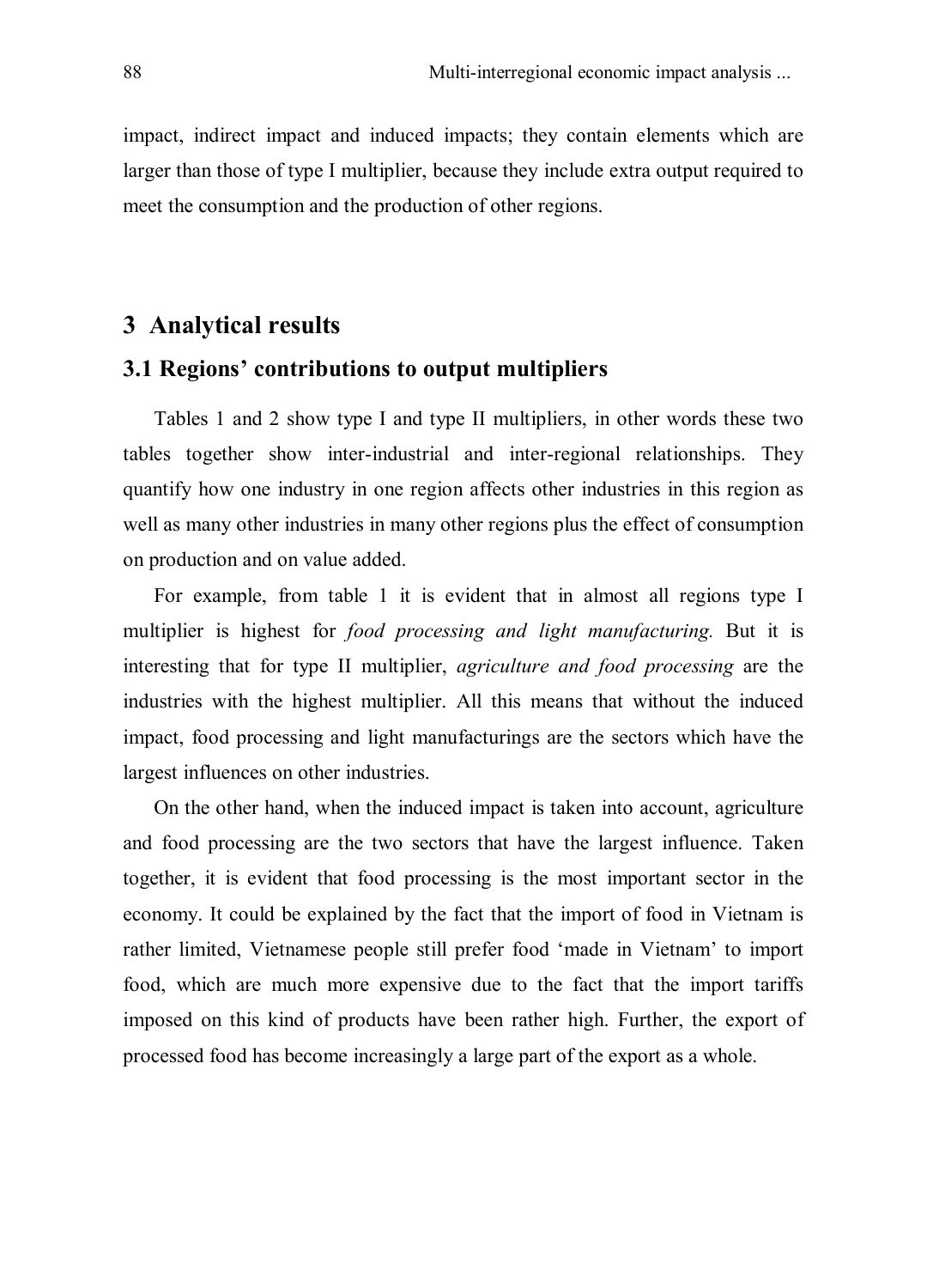impact, indirect impact and induced impacts; they contain elements which are larger than those of type I multiplier, because they include extra output required to meet the consumption and the production of other regions.

## 3 Analytical results

### 3.1 Regions' contributions to output multipliers

Tables 1 and 2 show type I and type II multipliers, in other words these two tables together show inter-industrial and inter-regional relationships. They quantify how one industry in one region affects other industries in this region as well as many other industries in many other regions plus the effect of consumption on production and on value added.

For example, from table 1 it is evident that in almost all regions type I multiplier is highest for *food processing and light manufacturing.* But it is interesting that for type II multiplier, *agriculture and food processing* are the industries with the highest multiplier. All this means that without the induced impact, food processing and light manufacturings are the sectors which have the largest influences on other industries.

On the other hand, when the induced impact is taken into account, agriculture and food processing are the two sectors that have the largest influence. Taken together, it is evident that food processing is the most important sector in the economy. It could be explained by the fact that the import of food in Vietnam is rather limited, Vietnamese people still prefer food 'made in Vietnam' to import food, which are much more expensive due to the fact that the import tariffs imposed on this kind of products have been rather high. Further, the export of processed food has become increasingly a large part of the export as a whole.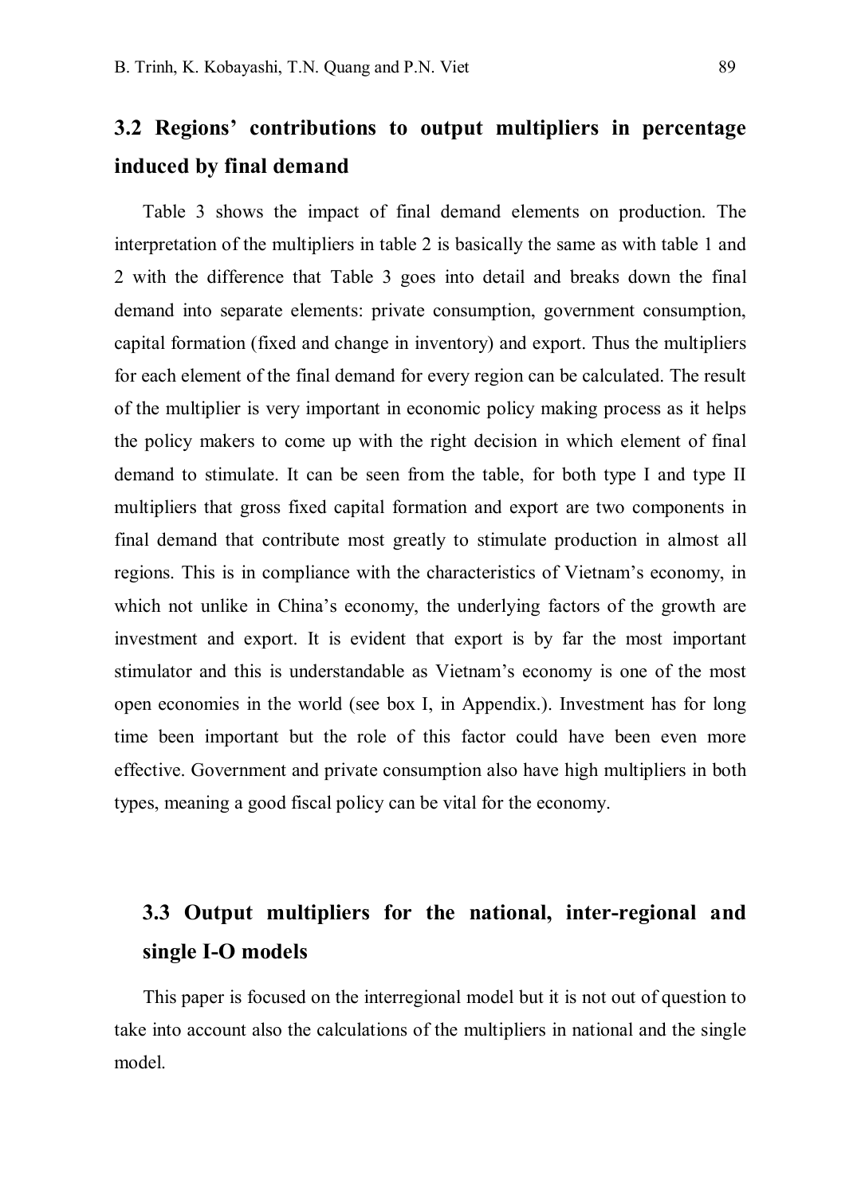## 3.2 Regions' contributions to output multipliers in percentage induced by final demand

Table 3 shows the impact of final demand elements on production. The interpretation of the multipliers in table 2 is basically the same as with table 1 and 2 with the difference that Table 3 goes into detail and breaks down the final demand into separate elements: private consumption, government consumption, capital formation (fixed and change in inventory) and export. Thus the multipliers for each element of the final demand for every region can be calculated. The result of the multiplier is very important in economic policy making process as it helps the policy makers to come up with the right decision in which element of final demand to stimulate. It can be seen from the table, for both type I and type II multipliers that gross fixed capital formation and export are two components in final demand that contribute most greatly to stimulate production in almost all regions. This is in compliance with the characteristics of Vietnam's economy, in which not unlike in China's economy, the underlying factors of the growth are investment and export. It is evident that export is by far the most important stimulator and this is understandable as Vietnam's economy is one of the most open economies in the world (see box I, in Appendix.). Investment has for long time been important but the role of this factor could have been even more effective. Government and private consumption also have high multipliers in both types, meaning a good fiscal policy can be vital for the economy.

## 3.3 Output multipliers for the national, inter-regional and single I-O models

This paper is focused on the interregional model but it is not out of question to take into account also the calculations of the multipliers in national and the single model.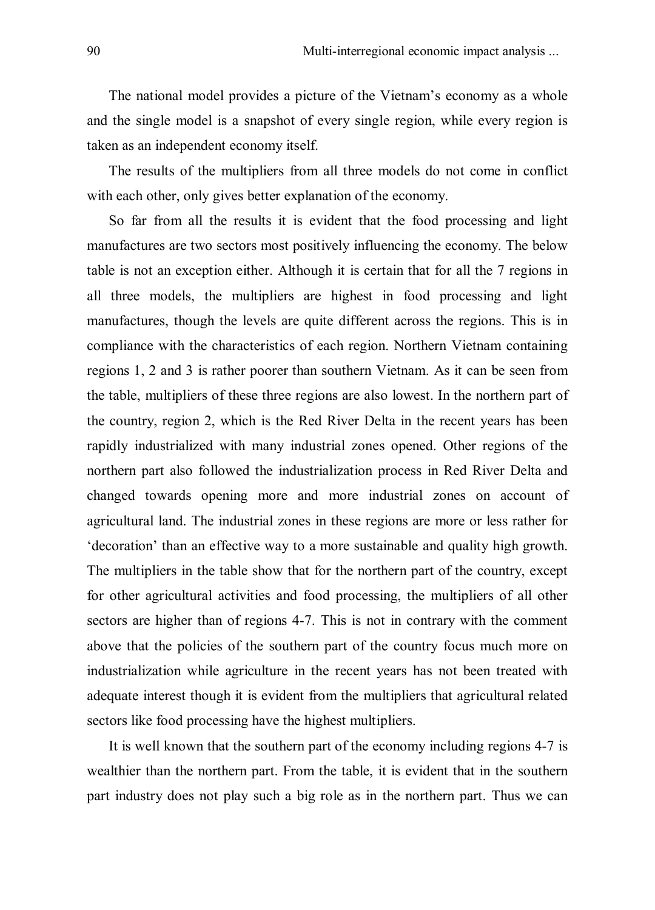The national model provides a picture of the Vietnam's economy as a whole and the single model is a snapshot of every single region, while every region is taken as an independent economy itself.

The results of the multipliers from all three models do not come in conflict with each other, only gives better explanation of the economy.

So far from all the results it is evident that the food processing and light manufactures are two sectors most positively influencing the economy. The below table is not an exception either. Although it is certain that for all the 7 regions in all three models, the multipliers are highest in food processing and light manufactures, though the levels are quite different across the regions. This is in compliance with the characteristics of each region. Northern Vietnam containing regions 1, 2 and 3 is rather poorer than southern Vietnam. As it can be seen from the table, multipliers of these three regions are also lowest. In the northern part of the country, region 2, which is the Red River Delta in the recent years has been rapidly industrialized with many industrial zones opened. Other regions of the northern part also followed the industrialization process in Red River Delta and changed towards opening more and more industrial zones on account of agricultural land. The industrial zones in these regions are more or less rather for 'decoration' than an effective way to a more sustainable and quality high growth. The multipliers in the table show that for the northern part of the country, except for other agricultural activities and food processing, the multipliers of all other sectors are higher than of regions 4-7. This is not in contrary with the comment above that the policies of the southern part of the country focus much more on industrialization while agriculture in the recent years has not been treated with adequate interest though it is evident from the multipliers that agricultural related sectors like food processing have the highest multipliers.

It is well known that the southern part of the economy including regions 4-7 is wealthier than the northern part. From the table, it is evident that in the southern part industry does not play such a big role as in the northern part. Thus we can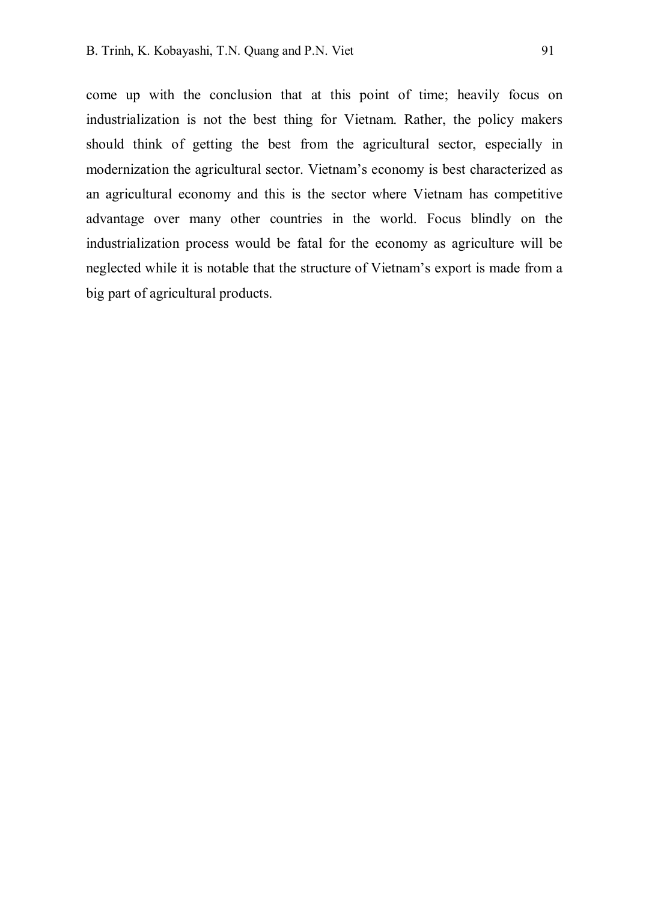come up with the conclusion that at this point of time; heavily focus on industrialization is not the best thing for Vietnam. Rather, the policy makers should think of getting the best from the agricultural sector, especially in modernization the agricultural sector. Vietnam's economy is best characterized as an agricultural economy and this is the sector where Vietnam has competitive advantage over many other countries in the world. Focus blindly on the industrialization process would be fatal for the economy as agriculture will be neglected while it is notable that the structure of Vietnam's export is made from a big part of agricultural products.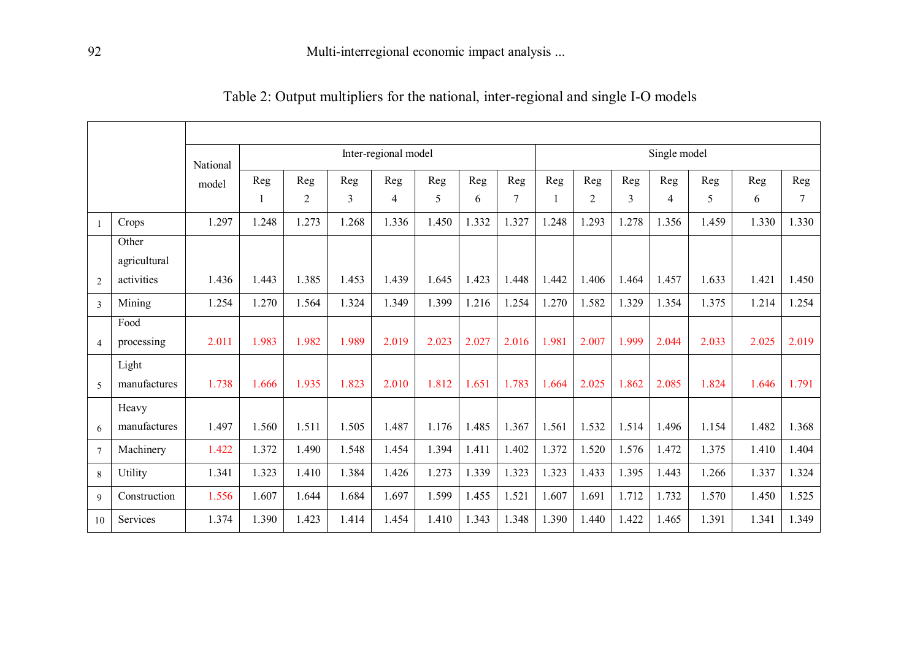Table 2: Output multipliers for the national, inter-regional and single I-O models

| | | National model | Inter-regional model | | | | | | | Single model | | | | | | |
|---|---|---|---|---|---|---|---|---|---|---|---|---|---|---|---|---|
| | | | Reg 1 | Reg 2 | Reg 3 | Reg 4 | Reg 5 | Reg 6 | Reg 7 | Reg 1 | Reg 2 | Reg 3 | Reg 4 | Reg 5 | Reg 6 | Reg 7 |
| 1 | Crops | 1.297 | 1.248 | 1.273 | 1.268 | 1.336 | 1.450 | 1.332 | 1.327 | 1.248 | 1.293 | 1.278 | 1.356 | 1.459 | 1.330 | 1.330 |
| 2 | Other agricultural activities | 1.436 | 1.443 | 1.385 | 1.453 | 1.439 | 1.645 | 1.423 | 1.448 | 1.442 | 1.406 | 1.464 | 1.457 | 1.633 | 1.421 | 1.450 |
| 3 | Mining | 1.254 | 1.270 | 1.564 | 1.324 | 1.349 | 1.399 | 1.216 | 1.254 | 1.270 | 1.582 | 1.329 | 1.354 | 1.375 | 1.214 | 1.254 |
| 4 | Food processing | 2.011 | 1.983 | 1.982 | 1.989 | 2.019 | 2.023 | 2.027 | 2.016 | 1.981 | 2.007 | 1.999 | 2.044 | 2.033 | 2.025 | 2.019 |
| 5 | Light manufactures | 1.738 | 1.666 | 1.935 | 1.823 | 2.010 | 1.812 | 1.651 | 1.783 | 1.664 | 2.025 | 1.862 | 2.085 | 1.824 | 1.646 | 1.791 |
| 6 | Heavy manufactures | 1.497 | 1.560 | 1.511 | 1.505 | 1.487 | 1.176 | 1.485 | 1.367 | 1.561 | 1.532 | 1.514 | 1.496 | 1.154 | 1.482 | 1.368 |
| 7 | Machinery | 1.422 | 1.372 | 1.490 | 1.548 | 1.454 | 1.394 | 1.411 | 1.402 | 1.372 | 1.520 | 1.576 | 1.472 | 1.375 | 1.410 | 1.404 |
| 8 | Utility | 1.341 | 1.323 | 1.410 | 1.384 | 1.426 | 1.273 | 1.339 | 1.323 | 1.323 | 1.433 | 1.395 | 1.443 | 1.266 | 1.337 | 1.324 |
| 9 | Construction | 1.556 | 1.607 | 1.644 | 1.684 | 1.697 | 1.599 | 1.455 | 1.521 | 1.607 | 1.691 | 1.712 | 1.732 | 1.570 | 1.450 | 1.525 |
| 10 | Services | 1.374 | 1.390 | 1.423 | 1.414 | 1.454 | 1.410 | 1.343 | 1.348 | 1.390 | 1.440 | 1.422 | 1.465 | 1.391 | 1.341 | 1.349 |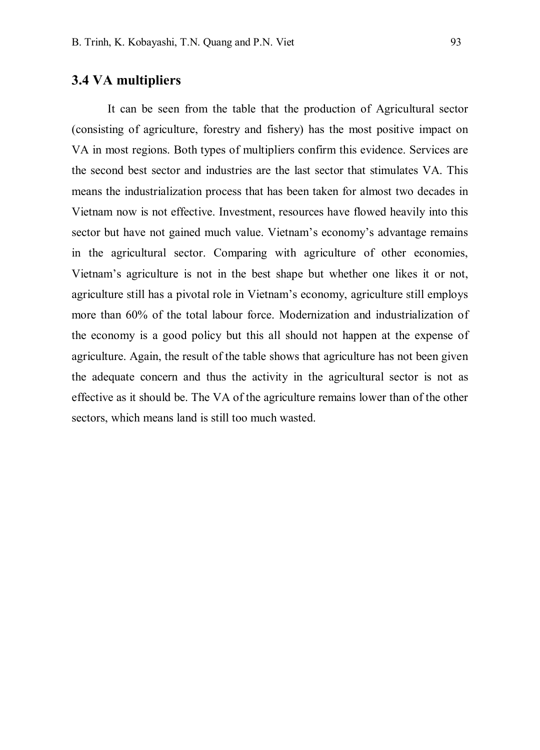### 3.4 VA multipliers

It can be seen from the table that the production of Agricultural sector (consisting of agriculture, forestry and fishery) has the most positive impact on VA in most regions. Both types of multipliers confirm this evidence. Services are the second best sector and industries are the last sector that stimulates VA. This means the industrialization process that has been taken for almost two decades in Vietnam now is not effective. Investment, resources have flowed heavily into this sector but have not gained much value. Vietnam's economy's advantage remains in the agricultural sector. Comparing with agriculture of other economies, Vietnam's agriculture is not in the best shape but whether one likes it or not, agriculture still has a pivotal role in Vietnam's economy, agriculture still employs more than 60% of the total labour force. Modernization and industrialization of the economy is a good policy but this all should not happen at the expense of agriculture. Again, the result of the table shows that agriculture has not been given the adequate concern and thus the activity in the agricultural sector is not as effective as it should be. The VA of the agriculture remains lower than of the other sectors, which means land is still too much wasted.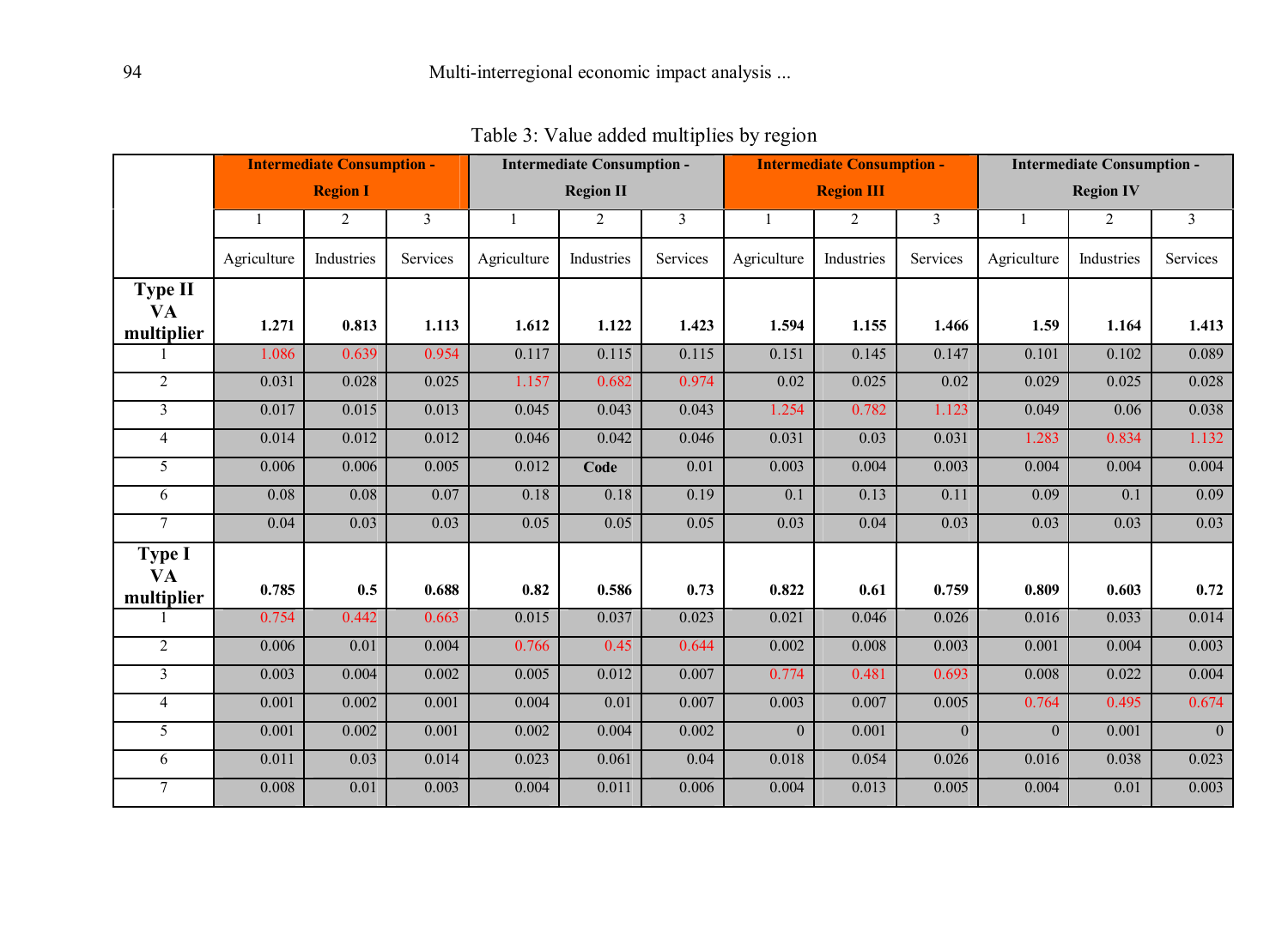Table 3: Value added multiplies by region

| | Intermediate Consumption - Region I | | | Intermediate Consumption - Region II | | | Intermediate Consumption - Region III | | | Intermediate Consumption - Region IV | | |
|---|---|---|---|---|---|---|---|---|---|---|---|---|
| | 1 | 2 | 3 | 1 | 2 | 3 | 1 | 2 | 3 | 1 | 2 | 3 |
| | Agriculture | Industries | Services | Agriculture | Industries | Services | Agriculture | Industries | Services | Agriculture | Industries | Services |
| **Type II VA multiplier** | **1.271** | **0.813** | **1.113** | **1.612** | **1.122** | **1.423** | **1.594** | **1.155** | **1.466** | **1.59** | **1.164** | **1.413** |
| 1 | 1.086 | 0.639 | 0.954 | 0.117 | 0.115 | 0.115 | 0.151 | 0.145 | 0.147 | 0.101 | 0.102 | 0.089 |
| 2 | 0.031 | 0.028 | 0.025 | 1.157 | 0.682 | 0.974 | 0.02 | 0.025 | 0.02 | 0.029 | 0.025 | 0.028 |
| 3 | 0.017 | 0.015 | 0.013 | 0.045 | 0.043 | 0.043 | 1.254 | 0.782 | 1.123 | 0.049 | 0.06 | 0.038 |
| 4 | 0.014 | 0.012 | 0.012 | 0.046 | 0.042 | 0.046 | 0.031 | 0.03 | 0.031 | 1.283 | 0.834 | 1.132 |
| 5 | 0.006 | 0.006 | 0.005 | 0.012 | **Code** | 0.01 | 0.003 | 0.004 | 0.003 | 0.004 | 0.004 | 0.004 |
| 6 | 0.08 | 0.08 | 0.07 | 0.18 | 0.18 | 0.19 | 0.1 | 0.13 | 0.11 | 0.09 | 0.1 | 0.09 |
| 7 | 0.04 | 0.03 | 0.03 | 0.05 | 0.05 | 0.05 | 0.03 | 0.04 | 0.03 | 0.03 | 0.03 | 0.03 |
| **Type I VA multiplier** | **0.785** | **0.5** | **0.688** | **0.82** | **0.586** | **0.73** | **0.822** | **0.61** | **0.759** | **0.809** | **0.603** | **0.72** |
| 1 | 0.754 | 0.442 | 0.663 | 0.015 | 0.037 | 0.023 | 0.021 | 0.046 | 0.026 | 0.016 | 0.033 | 0.014 |
| 2 | 0.006 | 0.01 | 0.004 | 0.766 | 0.45 | 0.644 | 0.002 | 0.008 | 0.003 | 0.001 | 0.004 | 0.003 |
| 3 | 0.003 | 0.004 | 0.002 | 0.005 | 0.012 | 0.007 | 0.774 | 0.481 | 0.693 | 0.008 | 0.022 | 0.004 |
| 4 | 0.001 | 0.002 | 0.001 | 0.004 | 0.01 | 0.007 | 0.003 | 0.007 | 0.005 | 0.764 | 0.495 | 0.674 |
| 5 | 0.001 | 0.002 | 0.001 | 0.002 | 0.004 | 0.002 | 0 | 0.001 | 0 | 0 | 0.001 | 0 |
| 6 | 0.011 | 0.03 | 0.014 | 0.023 | 0.061 | 0.04 | 0.018 | 0.054 | 0.026 | 0.016 | 0.038 | 0.023 |
| 7 | 0.008 | 0.01 | 0.003 | 0.004 | 0.011 | 0.006 | 0.004 | 0.013 | 0.005 | 0.004 | 0.01 | 0.003 |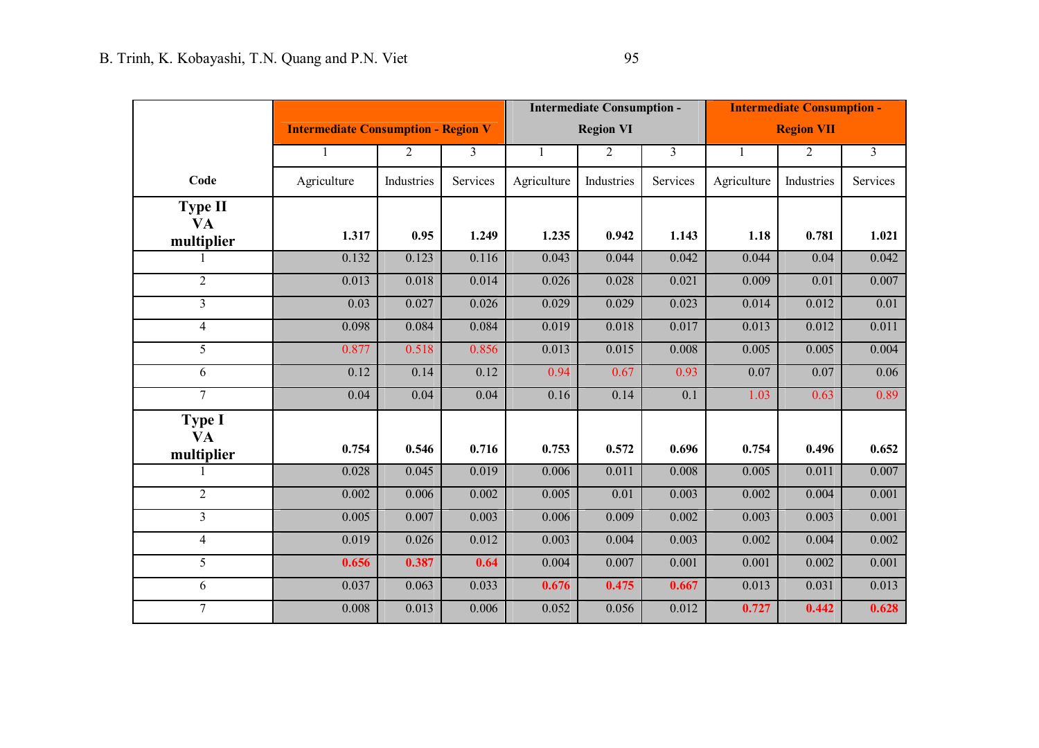| Code | Intermediate Consumption - Region V | | | Intermediate Consumption - Region VI | | | Intermediate Consumption - Region VII | | |
|---|---|---|---|---|---|---|---|---|---|
| | 1 | 2 | 3 | 1 | 2 | 3 | 1 | 2 | 3 |
| | Agriculture | Industries | Services | Agriculture | Industries | Services | Agriculture | Industries | Services |
| **Type II VA multiplier** | **1.317** | **0.95** | **1.249** | **1.235** | **0.942** | **1.143** | **1.18** | **0.781** | **1.021** |
| 1 | 0.132 | 0.123 | 0.116 | 0.043 | 0.044 | 0.042 | 0.044 | 0.04 | 0.042 |
| 2 | 0.013 | 0.018 | 0.014 | 0.026 | 0.028 | 0.021 | 0.009 | 0.01 | 0.007 |
| 3 | 0.03 | 0.027 | 0.026 | 0.029 | 0.029 | 0.023 | 0.014 | 0.012 | 0.01 |
| 4 | 0.098 | 0.084 | 0.084 | 0.019 | 0.018 | 0.017 | 0.013 | 0.012 | 0.011 |
| 5 | 0.877 | 0.518 | 0.856 | 0.013 | 0.015 | 0.008 | 0.005 | 0.005 | 0.004 |
| 6 | 0.12 | 0.14 | 0.12 | 0.94 | 0.67 | 0.93 | 0.07 | 0.07 | 0.06 |
| 7 | 0.04 | 0.04 | 0.04 | 0.16 | 0.14 | 0.1 | 1.03 | 0.63 | 0.89 |
| **Type I VA multiplier** | **0.754** | **0.546** | **0.716** | **0.753** | **0.572** | **0.696** | **0.754** | **0.496** | **0.652** |
| 1 | 0.028 | 0.045 | 0.019 | 0.006 | 0.011 | 0.008 | 0.005 | 0.011 | 0.007 |
| 2 | 0.002 | 0.006 | 0.002 | 0.005 | 0.01 | 0.003 | 0.002 | 0.004 | 0.001 |
| 3 | 0.005 | 0.007 | 0.003 | 0.006 | 0.009 | 0.002 | 0.003 | 0.003 | 0.001 |
| 4 | 0.019 | 0.026 | 0.012 | 0.003 | 0.004 | 0.003 | 0.002 | 0.004 | 0.002 |
| 5 | **0.656** | **0.387** | **0.64** | 0.004 | 0.007 | 0.001 | 0.001 | 0.002 | 0.001 |
| 6 | 0.037 | 0.063 | 0.033 | **0.676** | **0.475** | **0.667** | 0.013 | 0.031 | 0.013 |
| 7 | 0.008 | 0.013 | 0.006 | 0.052 | 0.056 | 0.012 | **0.727** | **0.442** | **0.628** |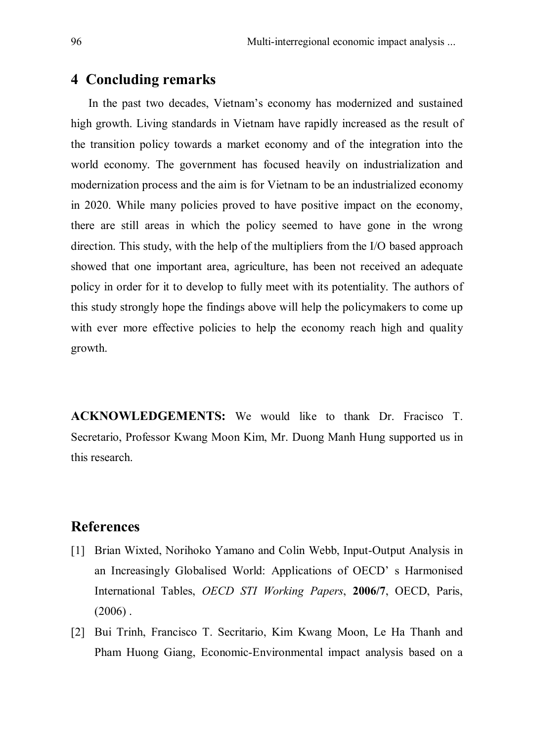## 4 Concluding remarks

In the past two decades, Vietnam's economy has modernized and sustained high growth. Living standards in Vietnam have rapidly increased as the result of the transition policy towards a market economy and of the integration into the world economy. The government has focused heavily on industrialization and modernization process and the aim is for Vietnam to be an industrialized economy in 2020. While many policies proved to have positive impact on the economy, there are still areas in which the policy seemed to have gone in the wrong direction. This study, with the help of the multipliers from the I/O based approach showed that one important area, agriculture, has been not received an adequate policy in order for it to develop to fully meet with its potentiality. The authors of this study strongly hope the findings above will help the policymakers to come up with ever more effective policies to help the economy reach high and quality growth.

**ACKNOWLEDGEMENTS:** We would like to thank Dr. Fracisco T. Secretario, Professor Kwang Moon Kim, Mr. Duong Manh Hung supported us in this research.

## References

[1] Brian Wixted, Norihoko Yamano and Colin Webb, Input-Output Analysis in an Increasingly Globalised World: Applications of OECD' s Harmonised International Tables, *OECD STI Working Papers*, **2006/7**, OECD, Paris, (2006) .

[2] Bui Trinh, Francisco T. Secritario, Kim Kwang Moon, Le Ha Thanh and Pham Huong Giang, Economic-Environmental impact analysis based on a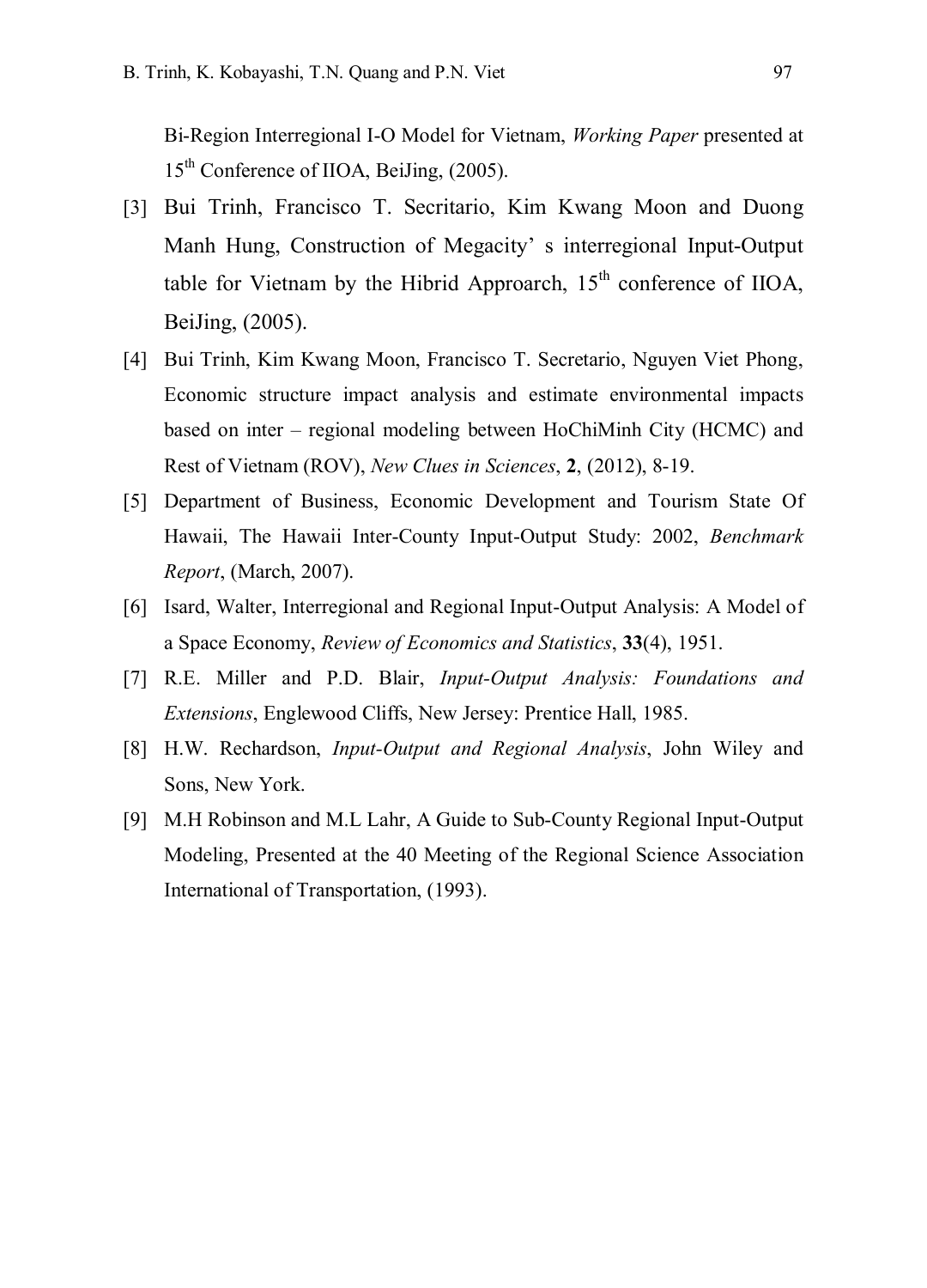Bi-Region Interregional I-O Model for Vietnam, *Working Paper* presented at 15th Conference of IIOA, BeiJing, (2005).

[3] Bui Trinh, Francisco T. Secritario, Kim Kwang Moon and Duong Manh Hung, Construction of Megacity' s interregional Input-Output table for Vietnam by the Hibrid Approarch, 15th conference of IIOA, BeiJing, (2005).

[4] Bui Trinh, Kim Kwang Moon, Francisco T. Secretario, Nguyen Viet Phong, Economic structure impact analysis and estimate environmental impacts based on inter – regional modeling between HoChiMinh City (HCMC) and Rest of Vietnam (ROV), *New Clues in Sciences*, **2**, (2012), 8-19.

[5] Department of Business, Economic Development and Tourism State Of Hawaii, The Hawaii Inter-County Input-Output Study: 2002, *Benchmark Report*, (March, 2007).

[6] Isard, Walter, Interregional and Regional Input-Output Analysis: A Model of a Space Economy, *Review of Economics and Statistics*, **33**(4), 1951.

[7] R.E. Miller and P.D. Blair, *Input-Output Analysis: Foundations and Extensions*, Englewood Cliffs, New Jersey: Prentice Hall, 1985.

[8] H.W. Rechardson, *Input-Output and Regional Analysis*, John Wiley and Sons, New York.

[9] M.H Robinson and M.L Lahr, A Guide to Sub-County Regional Input-Output Modeling, Presented at the 40 Meeting of the Regional Science Association International of Transportation, (1993).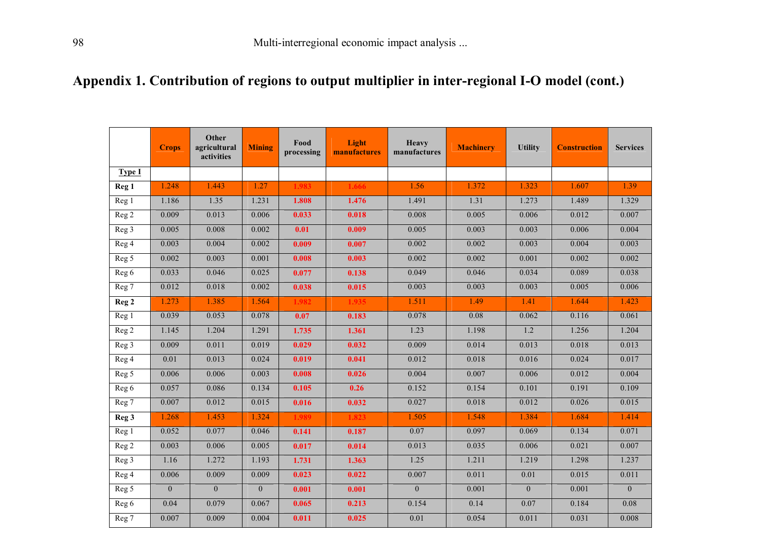## Appendix 1. Contribution of regions to output multiplier in inter-regional I-O model (cont.)

| | Crops | Other agricultural activities | Mining | Food processing | Light manufactures | Heavy manufactures | Machinery | Utility | Construction | Services |
|---|---|---|---|---|---|---|---|---|---|---|
| **Type I** | | | | | | | | | | |
| **Reg 1** | 1.248 | 1.443 | 1.27 | **1.983** | **1.666** | 1.56 | 1.372 | 1.323 | 1.607 | 1.39 |
| Reg 1 | 1.186 | 1.35 | 1.231 | **1.808** | **1.476** | 1.491 | 1.31 | 1.273 | 1.489 | 1.329 |
| Reg 2 | 0.009 | 0.013 | 0.006 | **0.033** | **0.018** | 0.008 | 0.005 | 0.006 | 0.012 | 0.007 |
| Reg 3 | 0.005 | 0.008 | 0.002 | **0.01** | **0.009** | 0.005 | 0.003 | 0.003 | 0.006 | 0.004 |
| Reg 4 | 0.003 | 0.004 | 0.002 | **0.009** | **0.007** | 0.002 | 0.002 | 0.003 | 0.004 | 0.003 |
| Reg 5 | 0.002 | 0.003 | 0.001 | **0.008** | **0.003** | 0.002 | 0.002 | 0.001 | 0.002 | 0.002 |
| Reg 6 | 0.033 | 0.046 | 0.025 | **0.077** | **0.138** | 0.049 | 0.046 | 0.034 | 0.089 | 0.038 |
| Reg 7 | 0.012 | 0.018 | 0.002 | **0.038** | **0.015** | 0.003 | 0.003 | 0.003 | 0.005 | 0.006 |
| **Reg 2** | 1.273 | 1.385 | 1.564 | **1.982** | **1.935** | 1.511 | 1.49 | 1.41 | 1.644 | 1.423 |
| Reg 1 | 0.039 | 0.053 | 0.078 | **0.07** | **0.183** | 0.078 | 0.08 | 0.062 | 0.116 | 0.061 |
| Reg 2 | 1.145 | 1.204 | 1.291 | **1.735** | **1.361** | 1.23 | 1.198 | 1.2 | 1.256 | 1.204 |
| Reg 3 | 0.009 | 0.011 | 0.019 | **0.029** | **0.032** | 0.009 | 0.014 | 0.013 | 0.018 | 0.013 |
| Reg 4 | 0.01 | 0.013 | 0.024 | **0.019** | **0.041** | 0.012 | 0.018 | 0.016 | 0.024 | 0.017 |
| Reg 5 | 0.006 | 0.006 | 0.003 | **0.008** | **0.026** | 0.004 | 0.007 | 0.006 | 0.012 | 0.004 |
| Reg 6 | 0.057 | 0.086 | 0.134 | **0.105** | **0.26** | 0.152 | 0.154 | 0.101 | 0.191 | 0.109 |
| Reg 7 | 0.007 | 0.012 | 0.015 | **0.016** | **0.032** | 0.027 | 0.018 | 0.012 | 0.026 | 0.015 |
| **Reg 3** | 1.268 | 1.453 | 1.324 | **1.989** | **1.823** | 1.505 | 1.548 | 1.384 | 1.684 | 1.414 |
| Reg 1 | 0.052 | 0.077 | 0.046 | **0.141** | **0.187** | 0.07 | 0.097 | 0.069 | 0.134 | 0.071 |
| Reg 2 | 0.003 | 0.006 | 0.005 | **0.017** | **0.014** | 0.013 | 0.035 | 0.006 | 0.021 | 0.007 |
| Reg 3 | 1.16 | 1.272 | 1.193 | **1.731** | **1.363** | 1.25 | 1.211 | 1.219 | 1.298 | 1.237 |
| Reg 4 | 0.006 | 0.009 | 0.009 | **0.023** | **0.022** | 0.007 | 0.011 | 0.01 | 0.015 | 0.011 |
| Reg 5 | 0 | 0 | 0 | **0.001** | **0.001** | 0 | 0.001 | 0 | 0.001 | 0 |
| Reg 6 | 0.04 | 0.079 | 0.067 | **0.065** | **0.213** | 0.154 | 0.14 | 0.07 | 0.184 | 0.08 |
| Reg 7 | 0.007 | 0.009 | 0.004 | **0.011** | **0.025** | 0.01 | 0.054 | 0.011 | 0.031 | 0.008 |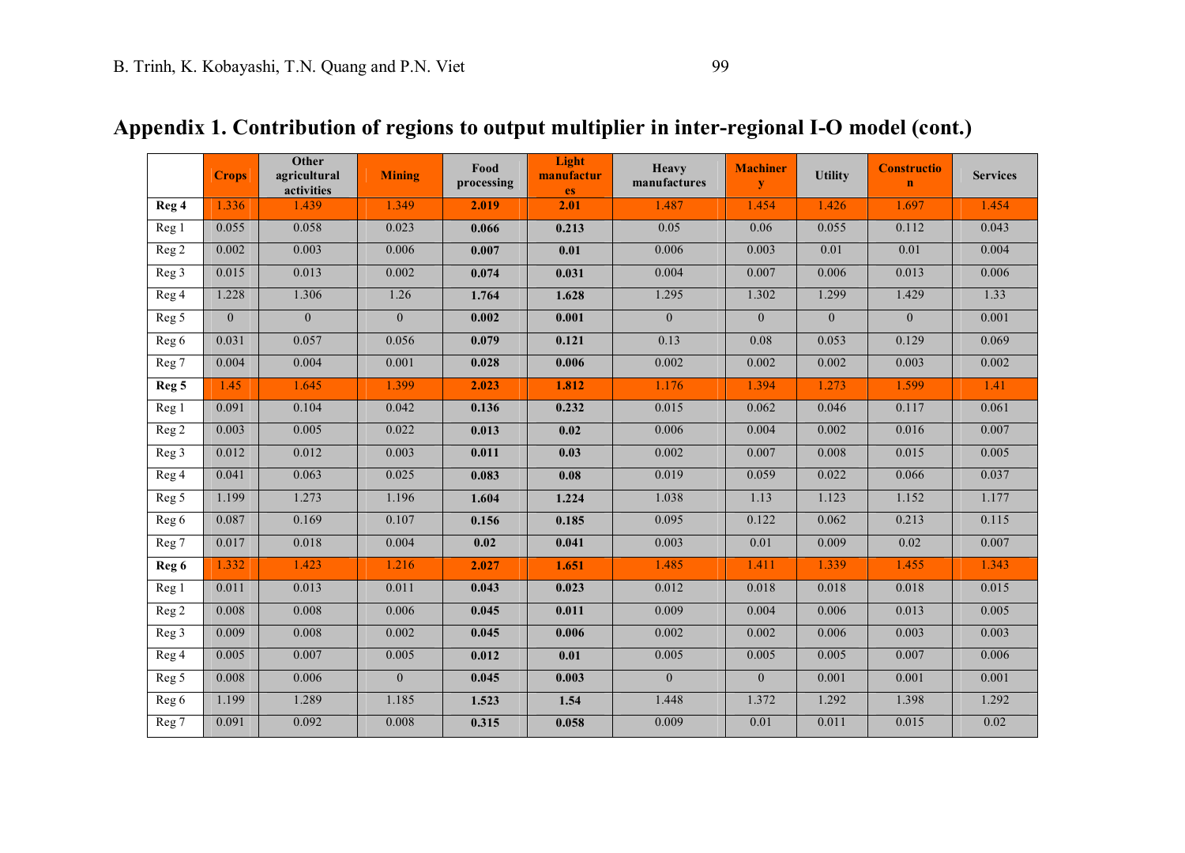# Appendix 1. Contribution of regions to output multiplier in inter-regional I-O model (cont.)

| | Crops | Other agricultural activities | Mining | Food processing | Light manufactures | Heavy manufactures | Machinery | Utility | Construction | Services |
|---|---|---|---|---|---|---|---|---|---|---|
| **Reg 4** | 1.336 | 1.439 | 1.349 | **2.019** | **2.01** | 1.487 | 1.454 | 1.426 | 1.697 | 1.454 |
| Reg 1 | 0.055 | 0.058 | 0.023 | **0.066** | **0.213** | 0.05 | 0.06 | 0.055 | 0.112 | 0.043 |
| Reg 2 | 0.002 | 0.003 | 0.006 | **0.007** | **0.01** | 0.006 | 0.003 | 0.01 | 0.01 | 0.004 |
| Reg 3 | 0.015 | 0.013 | 0.002 | **0.074** | **0.031** | 0.004 | 0.007 | 0.006 | 0.013 | 0.006 |
| Reg 4 | 1.228 | 1.306 | 1.26 | **1.764** | **1.628** | 1.295 | 1.302 | 1.299 | 1.429 | 1.33 |
| Reg 5 | 0 | 0 | 0 | **0.002** | **0.001** | 0 | 0 | 0 | 0 | 0.001 |
| Reg 6 | 0.031 | 0.057 | 0.056 | **0.079** | **0.121** | 0.13 | 0.08 | 0.053 | 0.129 | 0.069 |
| Reg 7 | 0.004 | 0.004 | 0.001 | **0.028** | **0.006** | 0.002 | 0.002 | 0.002 | 0.003 | 0.002 |
| **Reg 5** | 1.45 | 1.645 | 1.399 | **2.023** | **1.812** | 1.176 | 1.394 | 1.273 | 1.599 | 1.41 |
| Reg 1 | 0.091 | 0.104 | 0.042 | **0.136** | **0.232** | 0.015 | 0.062 | 0.046 | 0.117 | 0.061 |
| Reg 2 | 0.003 | 0.005 | 0.022 | **0.013** | **0.02** | 0.006 | 0.004 | 0.002 | 0.016 | 0.007 |
| Reg 3 | 0.012 | 0.012 | 0.003 | **0.011** | **0.03** | 0.002 | 0.007 | 0.008 | 0.015 | 0.005 |
| Reg 4 | 0.041 | 0.063 | 0.025 | **0.083** | **0.08** | 0.019 | 0.059 | 0.022 | 0.066 | 0.037 |
| Reg 5 | 1.199 | 1.273 | 1.196 | **1.604** | **1.224** | 1.038 | 1.13 | 1.123 | 1.152 | 1.177 |
| Reg 6 | 0.087 | 0.169 | 0.107 | **0.156** | **0.185** | 0.095 | 0.122 | 0.062 | 0.213 | 0.115 |
| Reg 7 | 0.017 | 0.018 | 0.004 | **0.02** | **0.041** | 0.003 | 0.01 | 0.009 | 0.02 | 0.007 |
| **Reg 6** | 1.332 | 1.423 | 1.216 | **2.027** | **1.651** | 1.485 | 1.411 | 1.339 | 1.455 | 1.343 |
| Reg 1 | 0.011 | 0.013 | 0.011 | **0.043** | **0.023** | 0.012 | 0.018 | 0.018 | 0.018 | 0.015 |
| Reg 2 | 0.008 | 0.008 | 0.006 | **0.045** | **0.011** | 0.009 | 0.004 | 0.006 | 0.013 | 0.005 |
| Reg 3 | 0.009 | 0.008 | 0.002 | **0.045** | **0.006** | 0.002 | 0.002 | 0.006 | 0.003 | 0.003 |
| Reg 4 | 0.005 | 0.007 | 0.005 | **0.012** | **0.01** | 0.005 | 0.005 | 0.005 | 0.007 | 0.006 |
| Reg 5 | 0.008 | 0.006 | 0 | **0.045** | **0.003** | 0 | 0 | 0.001 | 0.001 | 0.001 |
| Reg 6 | 1.199 | 1.289 | 1.185 | **1.523** | **1.54** | 1.448 | 1.372 | 1.292 | 1.398 | 1.292 |
| Reg 7 | 0.091 | 0.092 | 0.008 | **0.315** | **0.058** | 0.009 | 0.01 | 0.011 | 0.015 | 0.02 |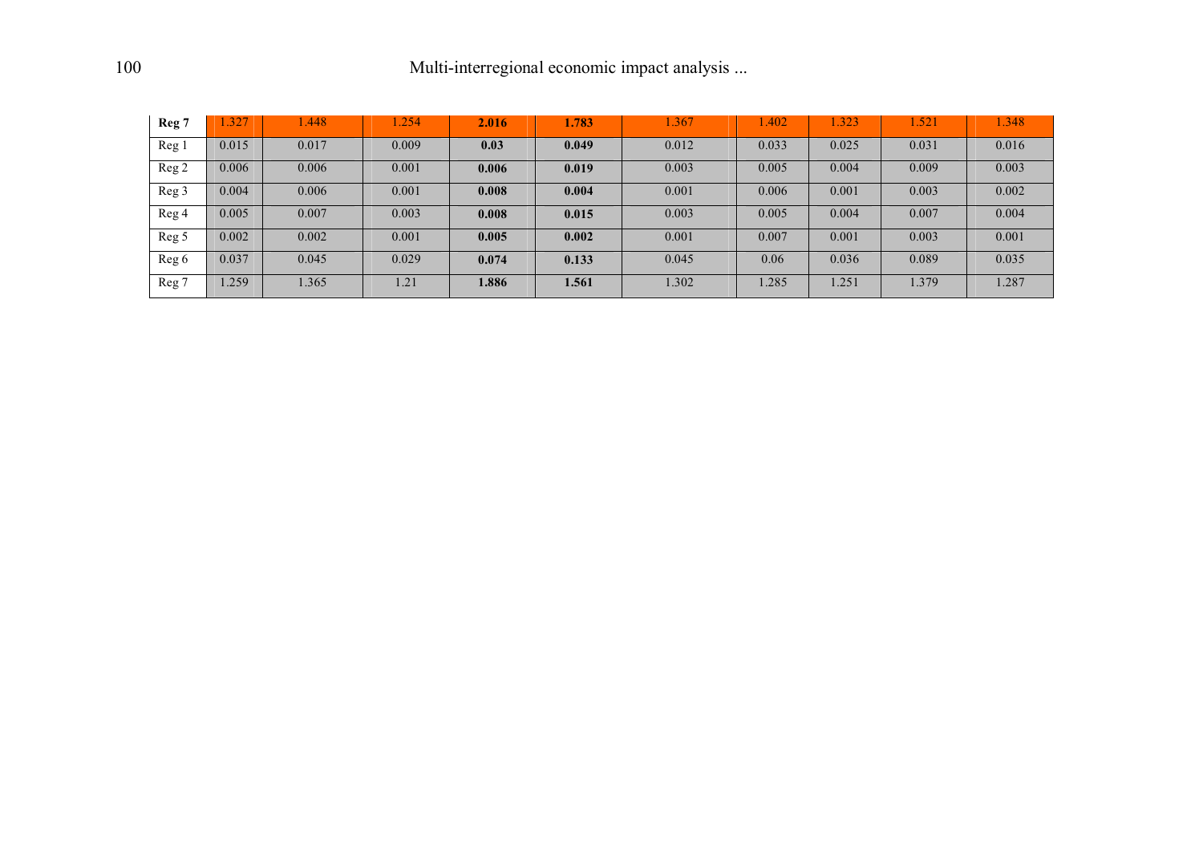| **Reg 7** | 1.327 | 1.448 | 1.254 | **2.016** | **1.783** | 1.367 | 1.402 | 1.323 | 1.521 | 1.348 |
|---|---|---|---|---|---|---|---|---|---|---|
| Reg 1 | 0.015 | 0.017 | 0.009 | **0.03** | **0.049** | 0.012 | 0.033 | 0.025 | 0.031 | 0.016 |
| Reg 2 | 0.006 | 0.006 | 0.001 | **0.006** | **0.019** | 0.003 | 0.005 | 0.004 | 0.009 | 0.003 |
| Reg 3 | 0.004 | 0.006 | 0.001 | **0.008** | **0.004** | 0.001 | 0.006 | 0.001 | 0.003 | 0.002 |
| Reg 4 | 0.005 | 0.007 | 0.003 | **0.008** | **0.015** | 0.003 | 0.005 | 0.004 | 0.007 | 0.004 |
| Reg 5 | 0.002 | 0.002 | 0.001 | **0.005** | **0.002** | 0.001 | 0.007 | 0.001 | 0.003 | 0.001 |
| Reg 6 | 0.037 | 0.045 | 0.029 | **0.074** | **0.133** | 0.045 | 0.06 | 0.036 | 0.089 | 0.035 |
| Reg 7 | 1.259 | 1.365 | 1.21 | **1.886** | **1.561** | 1.302 | 1.285 | 1.251 | 1.379 | 1.287 |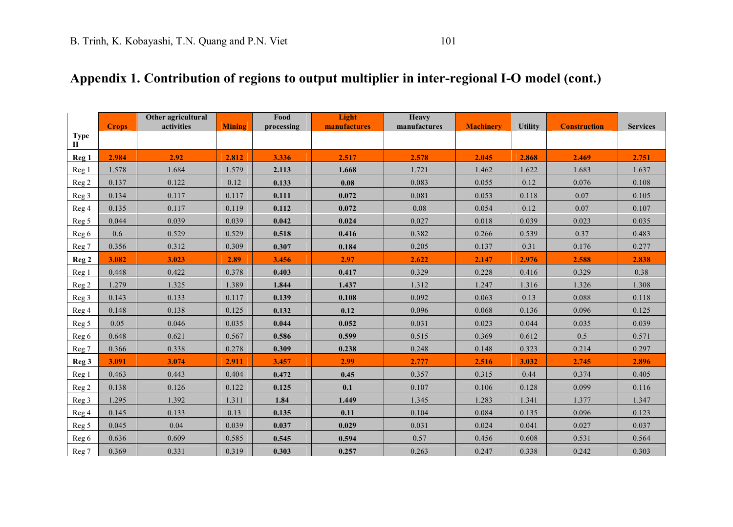# Appendix 1. Contribution of regions to output multiplier in inter-regional I-O model (cont.)

| | Crops | Other agricultural activities | Mining | Food processing | Light manufactures | Heavy manufactures | Machinery | Utility | Construction | Services |
|---|---|---|---|---|---|---|---|---|---|---|
| **Type II** | | | | | | | | | | |
| **Reg 1** | **2.984** | **2.92** | **2.812** | **3.336** | **2.517** | **2.578** | **2.045** | **2.868** | **2.469** | **2.751** |
| Reg 1 | 1.578 | 1.684 | 1.579 | **2.113** | **1.668** | 1.721 | 1.462 | 1.622 | 1.683 | 1.637 |
| Reg 2 | 0.137 | 0.122 | 0.12 | **0.133** | **0.08** | 0.083 | 0.055 | 0.12 | 0.076 | 0.108 |
| Reg 3 | 0.134 | 0.117 | 0.117 | **0.111** | **0.072** | 0.081 | 0.053 | 0.118 | 0.07 | 0.105 |
| Reg 4 | 0.135 | 0.117 | 0.119 | **0.112** | **0.072** | 0.08 | 0.054 | 0.12 | 0.07 | 0.107 |
| Reg 5 | 0.044 | 0.039 | 0.039 | **0.042** | **0.024** | 0.027 | 0.018 | 0.039 | 0.023 | 0.035 |
| Reg 6 | 0.6 | 0.529 | 0.529 | **0.518** | **0.416** | 0.382 | 0.266 | 0.539 | 0.37 | 0.483 |
| Reg 7 | 0.356 | 0.312 | 0.309 | **0.307** | **0.184** | 0.205 | 0.137 | 0.31 | 0.176 | 0.277 |
| **Reg 2** | **3.082** | **3.023** | **2.89** | **3.456** | **2.97** | **2.622** | **2.147** | **2.976** | **2.588** | **2.838** |
| Reg 1 | 0.448 | 0.422 | 0.378 | **0.403** | **0.417** | 0.329 | 0.228 | 0.416 | 0.329 | 0.38 |
| Reg 2 | 1.279 | 1.325 | 1.389 | **1.844** | **1.437** | 1.312 | 1.247 | 1.316 | 1.326 | 1.308 |
| Reg 3 | 0.143 | 0.133 | 0.117 | **0.139** | **0.108** | 0.092 | 0.063 | 0.13 | 0.088 | 0.118 |
| Reg 4 | 0.148 | 0.138 | 0.125 | **0.132** | **0.12** | 0.096 | 0.068 | 0.136 | 0.096 | 0.125 |
| Reg 5 | 0.05 | 0.046 | 0.035 | **0.044** | **0.052** | 0.031 | 0.023 | 0.044 | 0.035 | 0.039 |
| Reg 6 | 0.648 | 0.621 | 0.567 | **0.586** | **0.599** | 0.515 | 0.369 | 0.612 | 0.5 | 0.571 |
| Reg 7 | 0.366 | 0.338 | 0.278 | **0.309** | **0.238** | 0.248 | 0.148 | 0.323 | 0.214 | 0.297 |
| **Reg 3** | **3.091** | **3.074** | **2.911** | **3.457** | **2.99** | **2.777** | **2.516** | **3.032** | **2.745** | **2.896** |
| Reg 1 | 0.463 | 0.443 | 0.404 | **0.472** | **0.45** | 0.357 | 0.315 | 0.44 | 0.374 | 0.405 |
| Reg 2 | 0.138 | 0.126 | 0.122 | **0.125** | **0.1** | 0.107 | 0.106 | 0.128 | 0.099 | 0.116 |
| Reg 3 | 1.295 | 1.392 | 1.311 | **1.84** | **1.449** | 1.345 | 1.283 | 1.341 | 1.377 | 1.347 |
| Reg 4 | 0.145 | 0.133 | 0.13 | **0.135** | **0.11** | 0.104 | 0.084 | 0.135 | 0.096 | 0.123 |
| Reg 5 | 0.045 | 0.04 | 0.039 | **0.037** | **0.029** | 0.031 | 0.024 | 0.041 | 0.027 | 0.037 |
| Reg 6 | 0.636 | 0.609 | 0.585 | **0.545** | **0.594** | 0.57 | 0.456 | 0.608 | 0.531 | 0.564 |
| Reg 7 | 0.369 | 0.331 | 0.319 | **0.303** | **0.257** | 0.263 | 0.247 | 0.338 | 0.242 | 0.303 |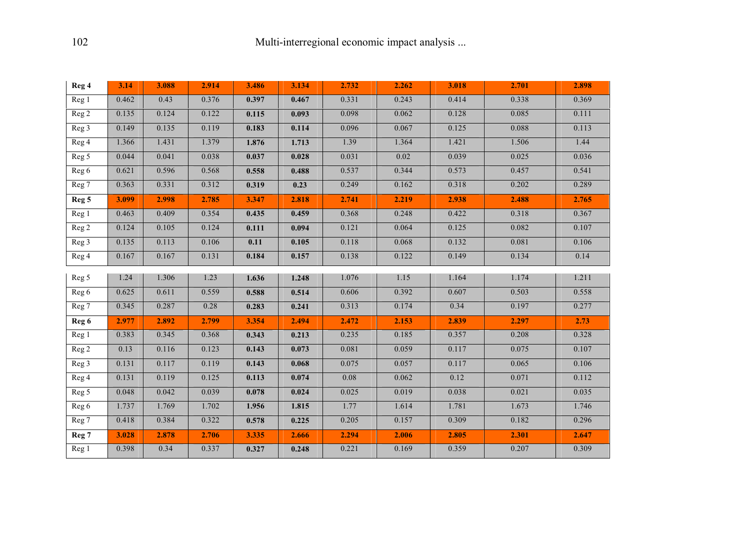| | | | | | | | | | | |
|---|---|---|---|---|---|---|---|---|---|---|
| **Reg 4** | **3.14** | **3.088** | **2.914** | **3.486** | **3.134** | **2.732** | **2.262** | **3.018** | **2.701** | **2.898** |
| Reg 1 | 0.462 | 0.43 | 0.376 | **0.397** | **0.467** | 0.331 | 0.243 | 0.414 | 0.338 | 0.369 |
| Reg 2 | 0.135 | 0.124 | 0.122 | **0.115** | **0.093** | 0.098 | 0.062 | 0.128 | 0.085 | 0.111 |
| Reg 3 | 0.149 | 0.135 | 0.119 | **0.183** | **0.114** | 0.096 | 0.067 | 0.125 | 0.088 | 0.113 |
| Reg 4 | 1.366 | 1.431 | 1.379 | **1.876** | **1.713** | 1.39 | 1.364 | 1.421 | 1.506 | 1.44 |
| Reg 5 | 0.044 | 0.041 | 0.038 | **0.037** | **0.028** | 0.031 | 0.02 | 0.039 | 0.025 | 0.036 |
| Reg 6 | 0.621 | 0.596 | 0.568 | **0.558** | **0.488** | 0.537 | 0.344 | 0.573 | 0.457 | 0.541 |
| Reg 7 | 0.363 | 0.331 | 0.312 | **0.319** | **0.23** | 0.249 | 0.162 | 0.318 | 0.202 | 0.289 |
| **Reg 5** | **3.099** | **2.998** | **2.785** | **3.347** | **2.818** | **2.741** | **2.219** | **2.938** | **2.488** | **2.765** |
| Reg 1 | 0.463 | 0.409 | 0.354 | **0.435** | **0.459** | 0.368 | 0.248 | 0.422 | 0.318 | 0.367 |
| Reg 2 | 0.124 | 0.105 | 0.124 | **0.111** | **0.094** | 0.121 | 0.064 | 0.125 | 0.082 | 0.107 |
| Reg 3 | 0.135 | 0.113 | 0.106 | **0.11** | **0.105** | 0.118 | 0.068 | 0.132 | 0.081 | 0.106 |
| Reg 4 | 0.167 | 0.167 | 0.131 | **0.184** | **0.157** | 0.138 | 0.122 | 0.149 | 0.134 | 0.14 |
| Reg 5 | 1.24 | 1.306 | 1.23 | **1.636** | **1.248** | 1.076 | 1.15 | 1.164 | 1.174 | 1.211 |
| Reg 6 | 0.625 | 0.611 | 0.559 | **0.588** | **0.514** | 0.606 | 0.392 | 0.607 | 0.503 | 0.558 |
| Reg 7 | 0.345 | 0.287 | 0.28 | **0.283** | **0.241** | 0.313 | 0.174 | 0.34 | 0.197 | 0.277 |
| **Reg 6** | **2.977** | **2.892** | **2.799** | **3.354** | **2.494** | **2.472** | **2.153** | **2.839** | **2.297** | **2.73** |
| Reg 1 | 0.383 | 0.345 | 0.368 | **0.343** | **0.213** | 0.235 | 0.185 | 0.357 | 0.208 | 0.328 |
| Reg 2 | 0.13 | 0.116 | 0.123 | **0.143** | **0.073** | 0.081 | 0.059 | 0.117 | 0.075 | 0.107 |
| Reg 3 | 0.131 | 0.117 | 0.119 | **0.143** | **0.068** | 0.075 | 0.057 | 0.117 | 0.065 | 0.106 |
| Reg 4 | 0.131 | 0.119 | 0.125 | **0.113** | **0.074** | 0.08 | 0.062 | 0.12 | 0.071 | 0.112 |
| Reg 5 | 0.048 | 0.042 | 0.039 | **0.078** | **0.024** | 0.025 | 0.019 | 0.038 | 0.021 | 0.035 |
| Reg 6 | 1.737 | 1.769 | 1.702 | **1.956** | **1.815** | 1.77 | 1.614 | 1.781 | 1.673 | 1.746 |
| Reg 7 | 0.418 | 0.384 | 0.322 | **0.578** | **0.225** | 0.205 | 0.157 | 0.309 | 0.182 | 0.296 |
| **Reg 7** | **3.028** | **2.878** | **2.706** | **3.335** | **2.666** | **2.294** | **2.006** | **2.805** | **2.301** | **2.647** |
| Reg 1 | 0.398 | 0.34 | 0.337 | **0.327** | **0.248** | 0.221 | 0.169 | 0.359 | 0.207 | 0.309 |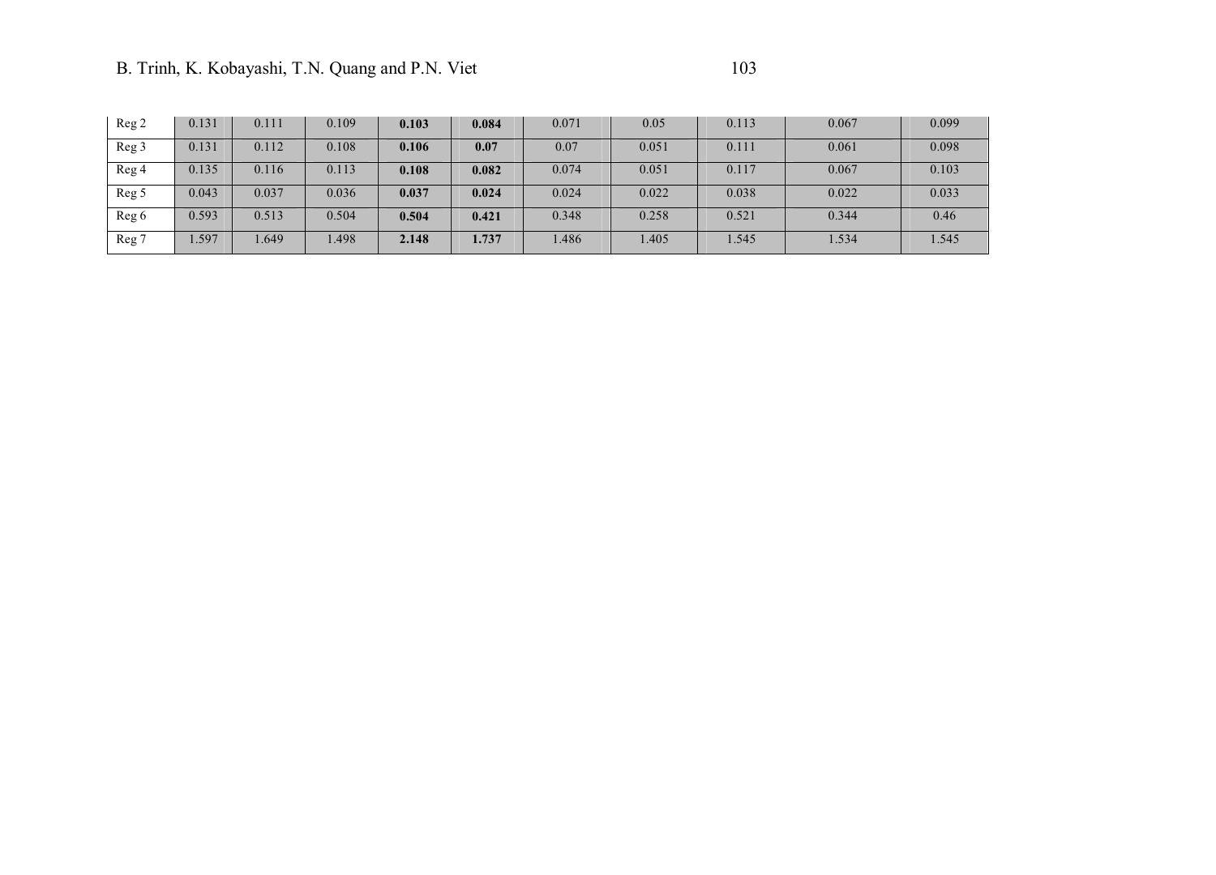| | | | | | | | | | | |
|---|---|---|---|---|---|---|---|---|---|---|
| Reg 2 | 0.131 | 0.111 | 0.109 | **0.103** | **0.084** | 0.071 | 0.05 | 0.113 | 0.067 | 0.099 |
| Reg 3 | 0.131 | 0.112 | 0.108 | **0.106** | **0.07** | 0.07 | 0.051 | 0.111 | 0.061 | 0.098 |
| Reg 4 | 0.135 | 0.116 | 0.113 | **0.108** | **0.082** | 0.074 | 0.051 | 0.117 | 0.067 | 0.103 |
| Reg 5 | 0.043 | 0.037 | 0.036 | **0.037** | **0.024** | 0.024 | 0.022 | 0.038 | 0.022 | 0.033 |
| Reg 6 | 0.593 | 0.513 | 0.504 | **0.504** | **0.421** | 0.348 | 0.258 | 0.521 | 0.344 | 0.46 |
| Reg 7 | 1.597 | 1.649 | 1.498 | **2.148** | **1.737** | 1.486 | 1.405 | 1.545 | 1.534 | 1.545 |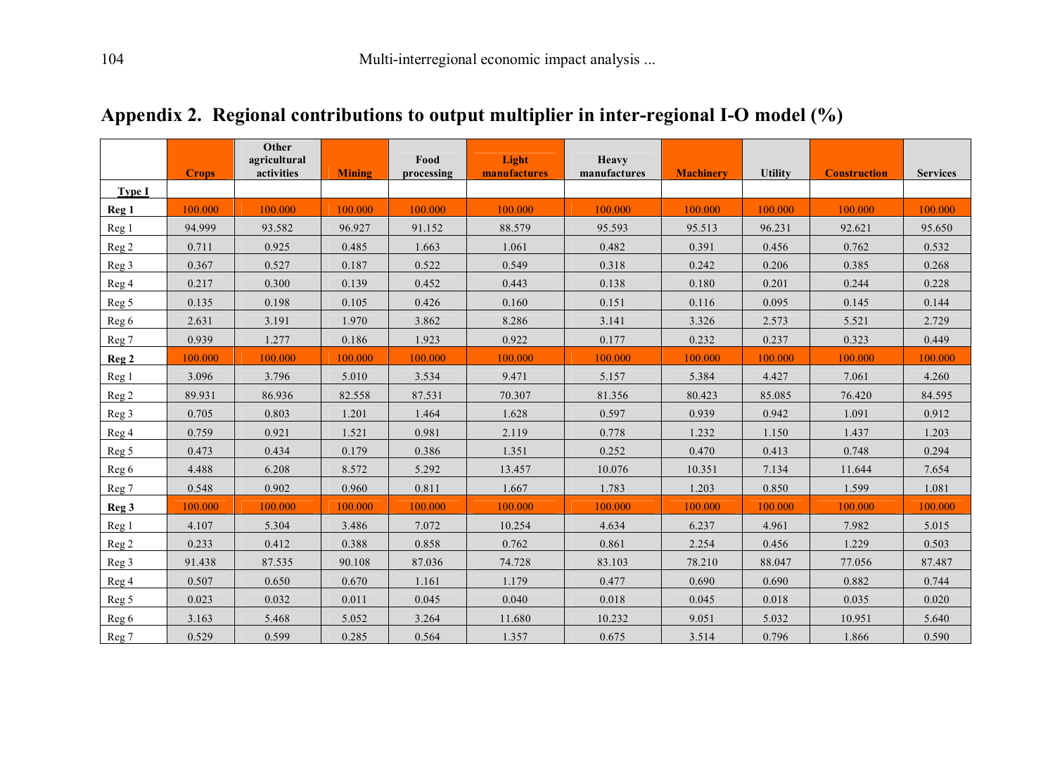## Appendix 2. Regional contributions to output multiplier in inter-regional I-O model (%)

| | Crops | Other agricultural activities | Mining | Food processing | Light manufactures | Heavy manufactures | Machinery | Utility | Construction | Services |
|---|---|---|---|---|---|---|---|---|---|---|
| **Type I** | | | | | | | | | | |
| **Reg 1** | 100.000 | 100.000 | 100.000 | 100.000 | 100.000 | 100.000 | 100.000 | 100.000 | 100.000 | 100.000 |
| Reg 1 | 94.999 | 93.582 | 96.927 | 91.152 | 88.579 | 95.593 | 95.513 | 96.231 | 92.621 | 95.650 |
| Reg 2 | 0.711 | 0.925 | 0.485 | 1.663 | 1.061 | 0.482 | 0.391 | 0.456 | 0.762 | 0.532 |
| Reg 3 | 0.367 | 0.527 | 0.187 | 0.522 | 0.549 | 0.318 | 0.242 | 0.206 | 0.385 | 0.268 |
| Reg 4 | 0.217 | 0.300 | 0.139 | 0.452 | 0.443 | 0.138 | 0.180 | 0.201 | 0.244 | 0.228 |
| Reg 5 | 0.135 | 0.198 | 0.105 | 0.426 | 0.160 | 0.151 | 0.116 | 0.095 | 0.145 | 0.144 |
| Reg 6 | 2.631 | 3.191 | 1.970 | 3.862 | 8.286 | 3.141 | 3.326 | 2.573 | 5.521 | 2.729 |
| Reg 7 | 0.939 | 1.277 | 0.186 | 1.923 | 0.922 | 0.177 | 0.232 | 0.237 | 0.323 | 0.449 |
| **Reg 2** | 100.000 | 100.000 | 100.000 | 100.000 | 100.000 | 100.000 | 100.000 | 100.000 | 100.000 | 100.000 |
| Reg 1 | 3.096 | 3.796 | 5.010 | 3.534 | 9.471 | 5.157 | 5.384 | 4.427 | 7.061 | 4.260 |
| Reg 2 | 89.931 | 86.936 | 82.558 | 87.531 | 70.307 | 81.356 | 80.423 | 85.085 | 76.420 | 84.595 |
| Reg 3 | 0.705 | 0.803 | 1.201 | 1.464 | 1.628 | 0.597 | 0.939 | 0.942 | 1.091 | 0.912 |
| Reg 4 | 0.759 | 0.921 | 1.521 | 0.981 | 2.119 | 0.778 | 1.232 | 1.150 | 1.437 | 1.203 |
| Reg 5 | 0.473 | 0.434 | 0.179 | 0.386 | 1.351 | 0.252 | 0.470 | 0.413 | 0.748 | 0.294 |
| Reg 6 | 4.488 | 6.208 | 8.572 | 5.292 | 13.457 | 10.076 | 10.351 | 7.134 | 11.644 | 7.654 |
| Reg 7 | 0.548 | 0.902 | 0.960 | 0.811 | 1.667 | 1.783 | 1.203 | 0.850 | 1.599 | 1.081 |
| **Reg 3** | 100.000 | 100.000 | 100.000 | 100.000 | 100.000 | 100.000 | 100.000 | 100.000 | 100.000 | 100.000 |
| Reg 1 | 4.107 | 5.304 | 3.486 | 7.072 | 10.254 | 4.634 | 6.237 | 4.961 | 7.982 | 5.015 |
| Reg 2 | 0.233 | 0.412 | 0.388 | 0.858 | 0.762 | 0.861 | 2.254 | 0.456 | 1.229 | 0.503 |
| Reg 3 | 91.438 | 87.535 | 90.108 | 87.036 | 74.728 | 83.103 | 78.210 | 88.047 | 77.056 | 87.487 |
| Reg 4 | 0.507 | 0.650 | 0.670 | 1.161 | 1.179 | 0.477 | 0.690 | 0.690 | 0.882 | 0.744 |
| Reg 5 | 0.023 | 0.032 | 0.011 | 0.045 | 0.040 | 0.018 | 0.045 | 0.018 | 0.035 | 0.020 |
| Reg 6 | 3.163 | 5.468 | 5.052 | 3.264 | 11.680 | 10.232 | 9.051 | 5.032 | 10.951 | 5.640 |
| Reg 7 | 0.529 | 0.599 | 0.285 | 0.564 | 1.357 | 0.675 | 3.514 | 0.796 | 1.866 | 0.590 |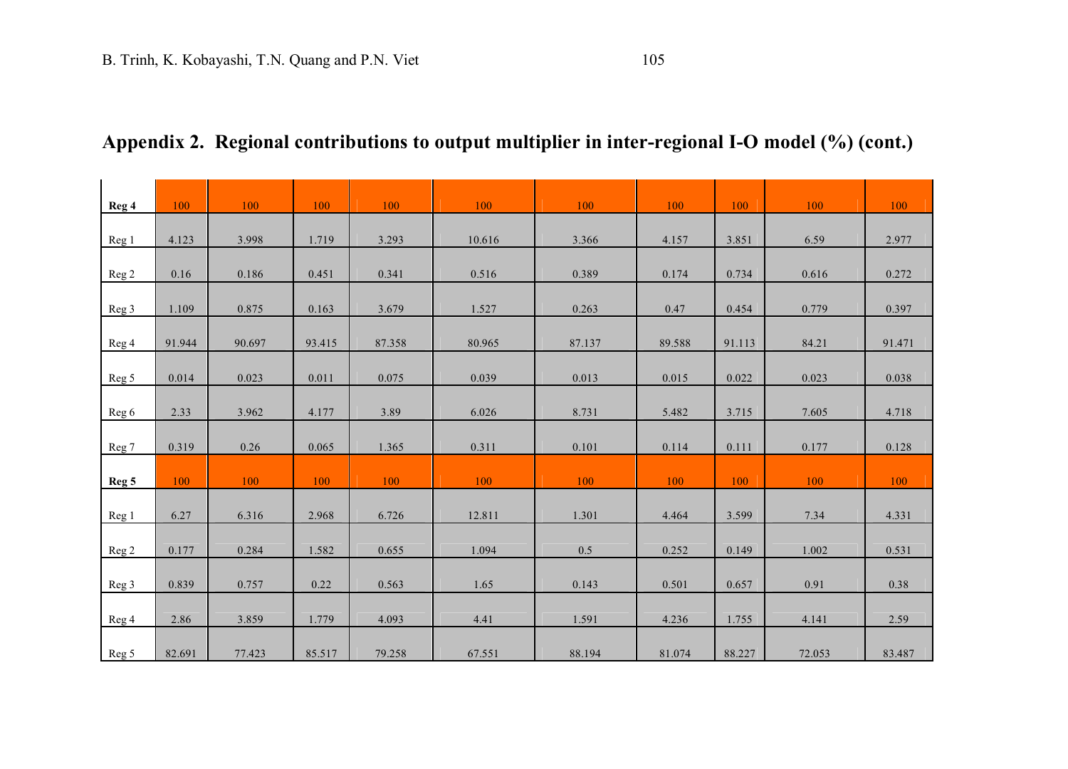## Appendix 2. Regional contributions to output multiplier in inter-regional I-O model (%) (cont.)

| | | | | | | | | | | |
|---|---|---|---|---|---|---|---|---|---|---|
| **Reg 4** | 100 | 100 | 100 | 100 | 100 | 100 | 100 | 100 | 100 | 100 |
| Reg 1 | 4.123 | 3.998 | 1.719 | 3.293 | 10.616 | 3.366 | 4.157 | 3.851 | 6.59 | 2.977 |
| Reg 2 | 0.16 | 0.186 | 0.451 | 0.341 | 0.516 | 0.389 | 0.174 | 0.734 | 0.616 | 0.272 |
| Reg 3 | 1.109 | 0.875 | 0.163 | 3.679 | 1.527 | 0.263 | 0.47 | 0.454 | 0.779 | 0.397 |
| Reg 4 | 91.944 | 90.697 | 93.415 | 87.358 | 80.965 | 87.137 | 89.588 | 91.113 | 84.21 | 91.471 |
| Reg 5 | 0.014 | 0.023 | 0.011 | 0.075 | 0.039 | 0.013 | 0.015 | 0.022 | 0.023 | 0.038 |
| Reg 6 | 2.33 | 3.962 | 4.177 | 3.89 | 6.026 | 8.731 | 5.482 | 3.715 | 7.605 | 4.718 |
| Reg 7 | 0.319 | 0.26 | 0.065 | 1.365 | 0.311 | 0.101 | 0.114 | 0.111 | 0.177 | 0.128 |
| **Reg 5** | 100 | 100 | 100 | 100 | 100 | 100 | 100 | 100 | 100 | 100 |
| Reg 1 | 6.27 | 6.316 | 2.968 | 6.726 | 12.811 | 1.301 | 4.464 | 3.599 | 7.34 | 4.331 |
| Reg 2 | 0.177 | 0.284 | 1.582 | 0.655 | 1.094 | 0.5 | 0.252 | 0.149 | 1.002 | 0.531 |
| Reg 3 | 0.839 | 0.757 | 0.22 | 0.563 | 1.65 | 0.143 | 0.501 | 0.657 | 0.91 | 0.38 |
| Reg 4 | 2.86 | 3.859 | 1.779 | 4.093 | 4.41 | 1.591 | 4.236 | 1.755 | 4.141 | 2.59 |
| Reg 5 | 82.691 | 77.423 | 85.517 | 79.258 | 67.551 | 88.194 | 81.074 | 88.227 | 72.053 | 83.487 |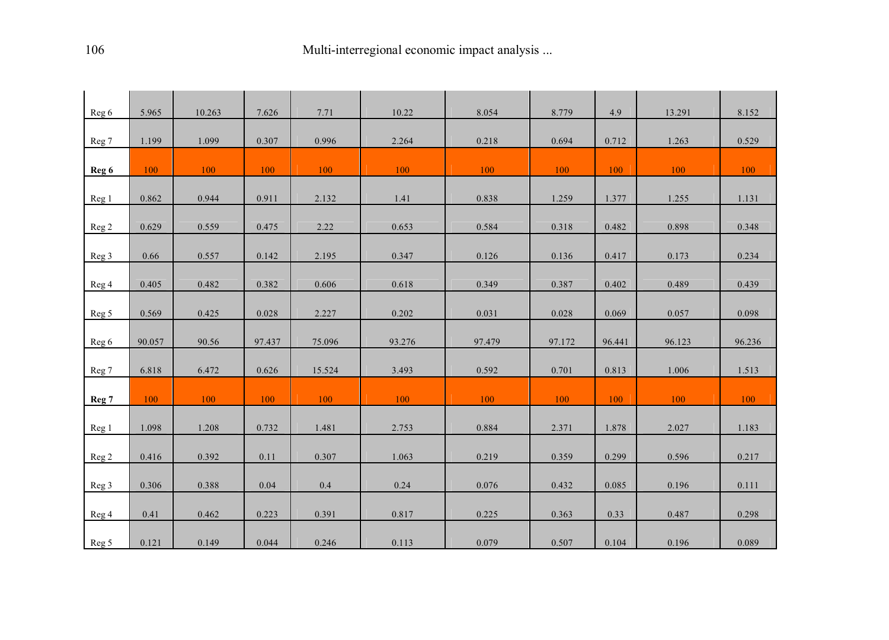| | | | | | | | | | | |
|---|---|---|---|---|---|---|---|---|---|---|
| Reg 6 | 5.965 | 10.263 | 7.626 | 7.71 | 10.22 | 8.054 | 8.779 | 4.9 | 13.291 | 8.152 |
| Reg 7 | 1.199 | 1.099 | 0.307 | 0.996 | 2.264 | 0.218 | 0.694 | 0.712 | 1.263 | 0.529 |
| **Reg 6** | 100 | 100 | 100 | 100 | 100 | 100 | 100 | 100 | 100 | 100 |
| Reg 1 | 0.862 | 0.944 | 0.911 | 2.132 | 1.41 | 0.838 | 1.259 | 1.377 | 1.255 | 1.131 |
| Reg 2 | 0.629 | 0.559 | 0.475 | 2.22 | 0.653 | 0.584 | 0.318 | 0.482 | 0.898 | 0.348 |
| Reg 3 | 0.66 | 0.557 | 0.142 | 2.195 | 0.347 | 0.126 | 0.136 | 0.417 | 0.173 | 0.234 |
| Reg 4 | 0.405 | 0.482 | 0.382 | 0.606 | 0.618 | 0.349 | 0.387 | 0.402 | 0.489 | 0.439 |
| Reg 5 | 0.569 | 0.425 | 0.028 | 2.227 | 0.202 | 0.031 | 0.028 | 0.069 | 0.057 | 0.098 |
| Reg 6 | 90.057 | 90.56 | 97.437 | 75.096 | 93.276 | 97.479 | 97.172 | 96.441 | 96.123 | 96.236 |
| Reg 7 | 6.818 | 6.472 | 0.626 | 15.524 | 3.493 | 0.592 | 0.701 | 0.813 | 1.006 | 1.513 |
| **Reg 7** | 100 | 100 | 100 | 100 | 100 | 100 | 100 | 100 | 100 | 100 |
| Reg 1 | 1.098 | 1.208 | 0.732 | 1.481 | 2.753 | 0.884 | 2.371 | 1.878 | 2.027 | 1.183 |
| Reg 2 | 0.416 | 0.392 | 0.11 | 0.307 | 1.063 | 0.219 | 0.359 | 0.299 | 0.596 | 0.217 |
| Reg 3 | 0.306 | 0.388 | 0.04 | 0.4 | 0.24 | 0.076 | 0.432 | 0.085 | 0.196 | 0.111 |
| Reg 4 | 0.41 | 0.462 | 0.223 | 0.391 | 0.817 | 0.225 | 0.363 | 0.33 | 0.487 | 0.298 |
| Reg 5 | 0.121 | 0.149 | 0.044 | 0.246 | 0.113 | 0.079 | 0.507 | 0.104 | 0.196 | 0.089 |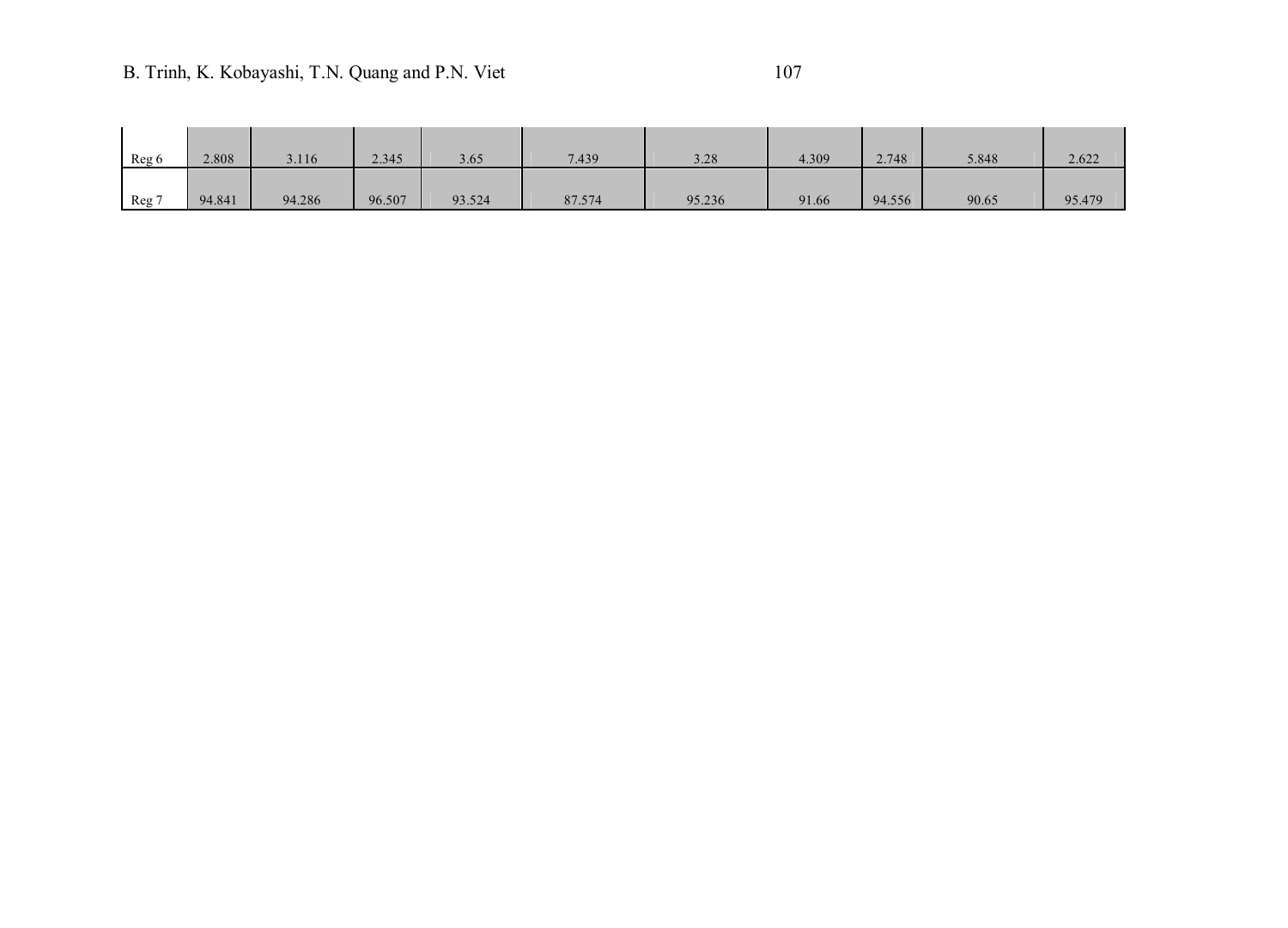| | | | | | | | | | | |
|---|---|---|---|---|---|---|---|---|---|---|
| Reg 6 | 2.808 | 3.116 | 2.345 | 3.65 | 7.439 | 3.28 | 4.309 | 2.748 | 5.848 | 2.622 |
| Reg 7 | 94.841 | 94.286 | 96.507 | 93.524 | 87.574 | 95.236 | 91.66 | 94.556 | 90.65 | 95.479 |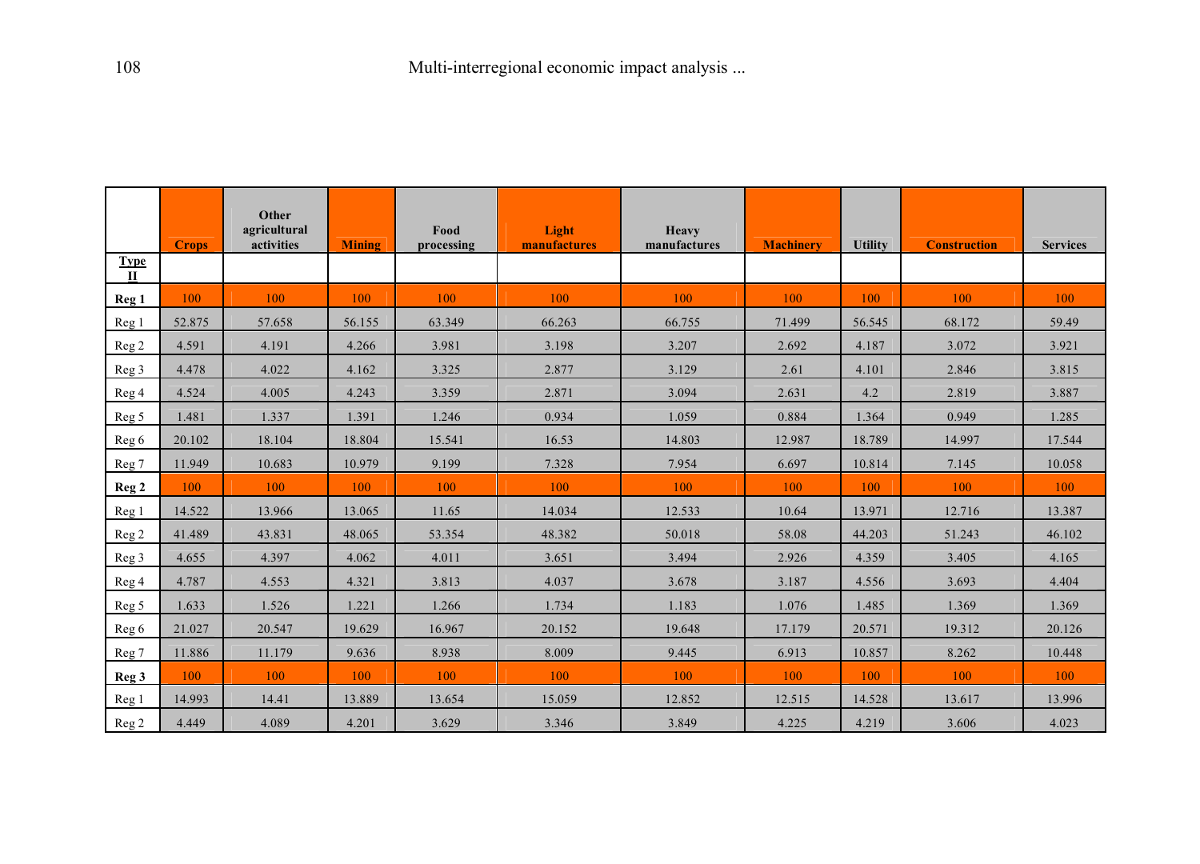|  | Crops | Other agricultural activities | Mining | Food processing | Light manufactures | Heavy manufactures | Machinery | Utility | Construction | Services |
|---|---|---|---|---|---|---|---|---|---|---|
| **Type II** |  |  |  |  |  |  |  |  |  |  |
| **Reg 1** | 100 | 100 | 100 | 100 | 100 | 100 | 100 | 100 | 100 | 100 |
| Reg 1 | 52.875 | 57.658 | 56.155 | 63.349 | 66.263 | 66.755 | 71.499 | 56.545 | 68.172 | 59.49 |
| Reg 2 | 4.591 | 4.191 | 4.266 | 3.981 | 3.198 | 3.207 | 2.692 | 4.187 | 3.072 | 3.921 |
| Reg 3 | 4.478 | 4.022 | 4.162 | 3.325 | 2.877 | 3.129 | 2.61 | 4.101 | 2.846 | 3.815 |
| Reg 4 | 4.524 | 4.005 | 4.243 | 3.359 | 2.871 | 3.094 | 2.631 | 4.2 | 2.819 | 3.887 |
| Reg 5 | 1.481 | 1.337 | 1.391 | 1.246 | 0.934 | 1.059 | 0.884 | 1.364 | 0.949 | 1.285 |
| Reg 6 | 20.102 | 18.104 | 18.804 | 15.541 | 16.53 | 14.803 | 12.987 | 18.789 | 14.997 | 17.544 |
| Reg 7 | 11.949 | 10.683 | 10.979 | 9.199 | 7.328 | 7.954 | 6.697 | 10.814 | 7.145 | 10.058 |
| **Reg 2** | 100 | 100 | 100 | 100 | 100 | 100 | 100 | 100 | 100 | 100 |
| Reg 1 | 14.522 | 13.966 | 13.065 | 11.65 | 14.034 | 12.533 | 10.64 | 13.971 | 12.716 | 13.387 |
| Reg 2 | 41.489 | 43.831 | 48.065 | 53.354 | 48.382 | 50.018 | 58.08 | 44.203 | 51.243 | 46.102 |
| Reg 3 | 4.655 | 4.397 | 4.062 | 4.011 | 3.651 | 3.494 | 2.926 | 4.359 | 3.405 | 4.165 |
| Reg 4 | 4.787 | 4.553 | 4.321 | 3.813 | 4.037 | 3.678 | 3.187 | 4.556 | 3.693 | 4.404 |
| Reg 5 | 1.633 | 1.526 | 1.221 | 1.266 | 1.734 | 1.183 | 1.076 | 1.485 | 1.369 | 1.369 |
| Reg 6 | 21.027 | 20.547 | 19.629 | 16.967 | 20.152 | 19.648 | 17.179 | 20.571 | 19.312 | 20.126 |
| Reg 7 | 11.886 | 11.179 | 9.636 | 8.938 | 8.009 | 9.445 | 6.913 | 10.857 | 8.262 | 10.448 |
| **Reg 3** | 100 | 100 | 100 | 100 | 100 | 100 | 100 | 100 | 100 | 100 |
| Reg 1 | 14.993 | 14.41 | 13.889 | 13.654 | 15.059 | 12.852 | 12.515 | 14.528 | 13.617 | 13.996 |
| Reg 2 | 4.449 | 4.089 | 4.201 | 3.629 | 3.346 | 3.849 | 4.225 | 4.219 | 3.606 | 4.023 |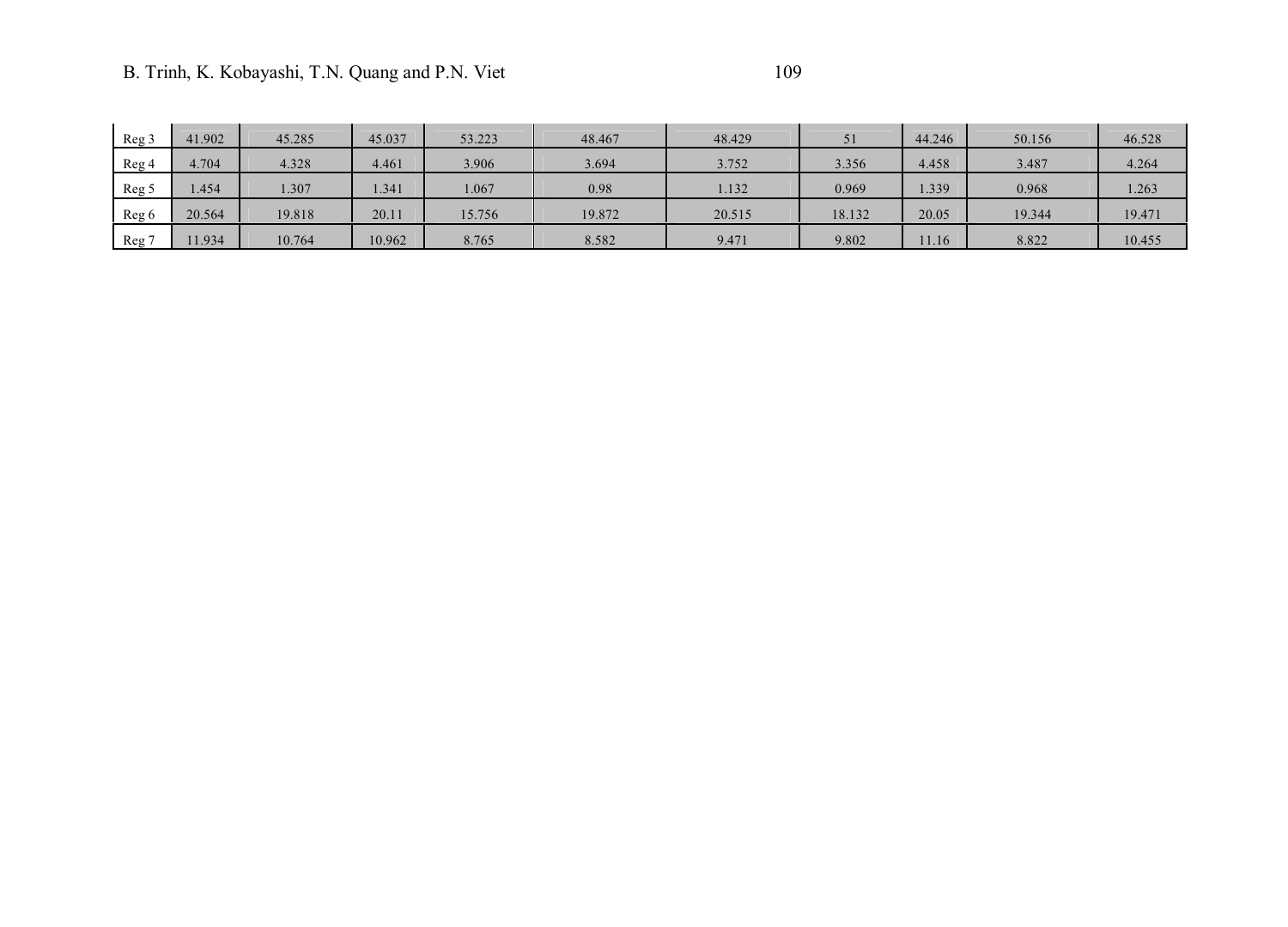| Reg 3 | 41.902 | 45.285 | 45.037 | 53.223 | 48.467 | 48.429 | 51 | 44.246 | 50.156 | 46.528 |
|---|---|---|---|---|---|---|---|---|---|---|
| Reg 4 | 4.704 | 4.328 | 4.461 | 3.906 | 3.694 | 3.752 | 3.356 | 4.458 | 3.487 | 4.264 |
| Reg 5 | 1.454 | 1.307 | 1.341 | 1.067 | 0.98 | 1.132 | 0.969 | 1.339 | 0.968 | 1.263 |
| Reg 6 | 20.564 | 19.818 | 20.11 | 15.756 | 19.872 | 20.515 | 18.132 | 20.05 | 19.344 | 19.471 |
| Reg 7 | 11.934 | 10.764 | 10.962 | 8.765 | 8.582 | 9.471 | 9.802 | 11.16 | 8.822 | 10.455 |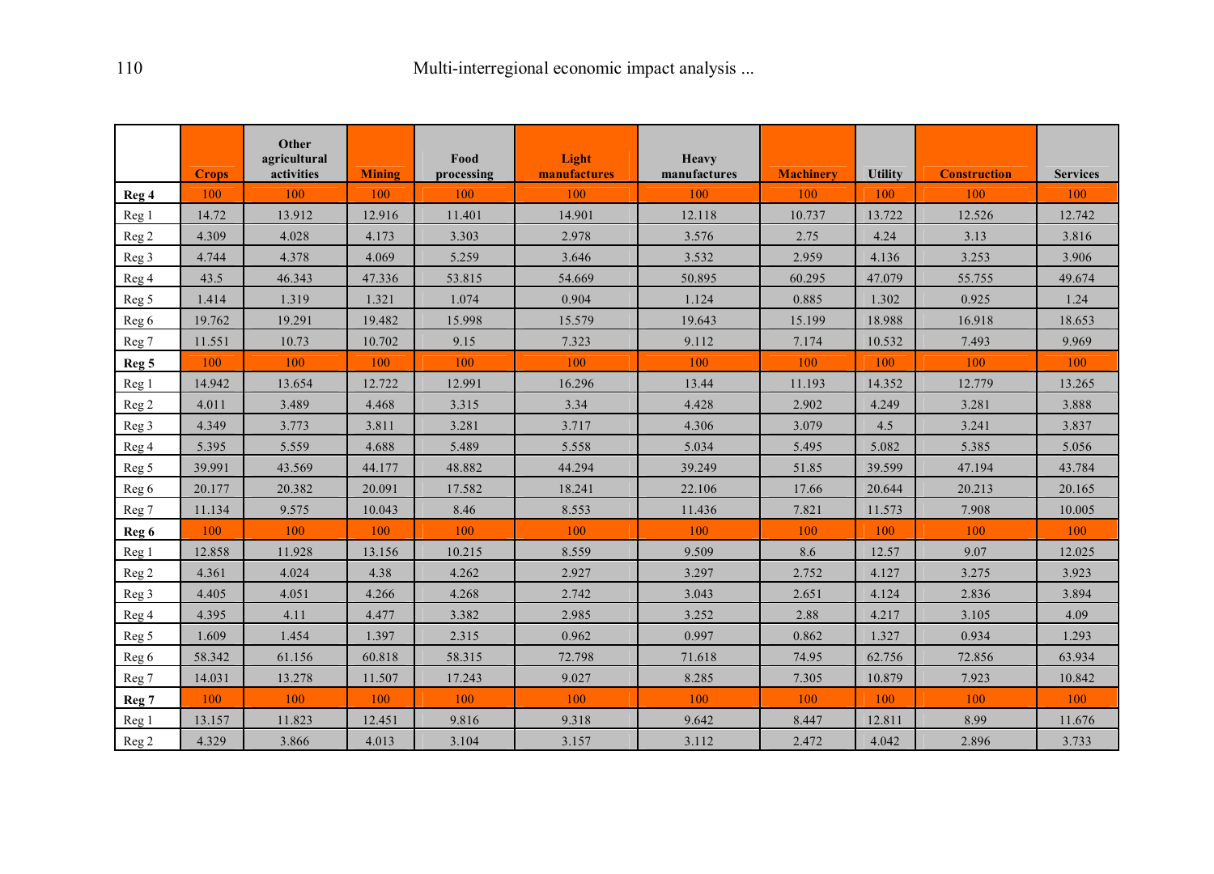| | Crops | Other agricultural activities | Mining | Food processing | Light manufactures | Heavy manufactures | Machinery | Utility | Construction | Services |
|---|---|---|---|---|---|---|---|---|---|---|
| **Reg 4** | 100 | 100 | 100 | 100 | 100 | 100 | 100 | 100 | 100 | 100 |
| Reg 1 | 14.72 | 13.912 | 12.916 | 11.401 | 14.901 | 12.118 | 10.737 | 13.722 | 12.526 | 12.742 |
| Reg 2 | 4.309 | 4.028 | 4.173 | 3.303 | 2.978 | 3.576 | 2.75 | 4.24 | 3.13 | 3.816 |
| Reg 3 | 4.744 | 4.378 | 4.069 | 5.259 | 3.646 | 3.532 | 2.959 | 4.136 | 3.253 | 3.906 |
| Reg 4 | 43.5 | 46.343 | 47.336 | 53.815 | 54.669 | 50.895 | 60.295 | 47.079 | 55.755 | 49.674 |
| Reg 5 | 1.414 | 1.319 | 1.321 | 1.074 | 0.904 | 1.124 | 0.885 | 1.302 | 0.925 | 1.24 |
| Reg 6 | 19.762 | 19.291 | 19.482 | 15.998 | 15.579 | 19.643 | 15.199 | 18.988 | 16.918 | 18.653 |
| Reg 7 | 11.551 | 10.73 | 10.702 | 9.15 | 7.323 | 9.112 | 7.174 | 10.532 | 7.493 | 9.969 |
| **Reg 5** | 100 | 100 | 100 | 100 | 100 | 100 | 100 | 100 | 100 | 100 |
| Reg 1 | 14.942 | 13.654 | 12.722 | 12.991 | 16.296 | 13.44 | 11.193 | 14.352 | 12.779 | 13.265 |
| Reg 2 | 4.011 | 3.489 | 4.468 | 3.315 | 3.34 | 4.428 | 2.902 | 4.249 | 3.281 | 3.888 |
| Reg 3 | 4.349 | 3.773 | 3.811 | 3.281 | 3.717 | 4.306 | 3.079 | 4.5 | 3.241 | 3.837 |
| Reg 4 | 5.395 | 5.559 | 4.688 | 5.489 | 5.558 | 5.034 | 5.495 | 5.082 | 5.385 | 5.056 |
| Reg 5 | 39.991 | 43.569 | 44.177 | 48.882 | 44.294 | 39.249 | 51.85 | 39.599 | 47.194 | 43.784 |
| Reg 6 | 20.177 | 20.382 | 20.091 | 17.582 | 18.241 | 22.106 | 17.66 | 20.644 | 20.213 | 20.165 |
| Reg 7 | 11.134 | 9.575 | 10.043 | 8.46 | 8.553 | 11.436 | 7.821 | 11.573 | 7.908 | 10.005 |
| **Reg 6** | 100 | 100 | 100 | 100 | 100 | 100 | 100 | 100 | 100 | 100 |
| Reg 1 | 12.858 | 11.928 | 13.156 | 10.215 | 8.559 | 9.509 | 8.6 | 12.57 | 9.07 | 12.025 |
| Reg 2 | 4.361 | 4.024 | 4.38 | 4.262 | 2.927 | 3.297 | 2.752 | 4.127 | 3.275 | 3.923 |
| Reg 3 | 4.405 | 4.051 | 4.266 | 4.268 | 2.742 | 3.043 | 2.651 | 4.124 | 2.836 | 3.894 |
| Reg 4 | 4.395 | 4.11 | 4.477 | 3.382 | 2.985 | 3.252 | 2.88 | 4.217 | 3.105 | 4.09 |
| Reg 5 | 1.609 | 1.454 | 1.397 | 2.315 | 0.962 | 0.997 | 0.862 | 1.327 | 0.934 | 1.293 |
| Reg 6 | 58.342 | 61.156 | 60.818 | 58.315 | 72.798 | 71.618 | 74.95 | 62.756 | 72.856 | 63.934 |
| Reg 7 | 14.031 | 13.278 | 11.507 | 17.243 | 9.027 | 8.285 | 7.305 | 10.879 | 7.923 | 10.842 |
| **Reg 7** | 100 | 100 | 100 | 100 | 100 | 100 | 100 | 100 | 100 | 100 |
| Reg 1 | 13.157 | 11.823 | 12.451 | 9.816 | 9.318 | 9.642 | 8.447 | 12.811 | 8.99 | 11.676 |
| Reg 2 | 4.329 | 3.866 | 4.013 | 3.104 | 3.157 | 3.112 | 2.472 | 4.042 | 2.896 | 3.733 |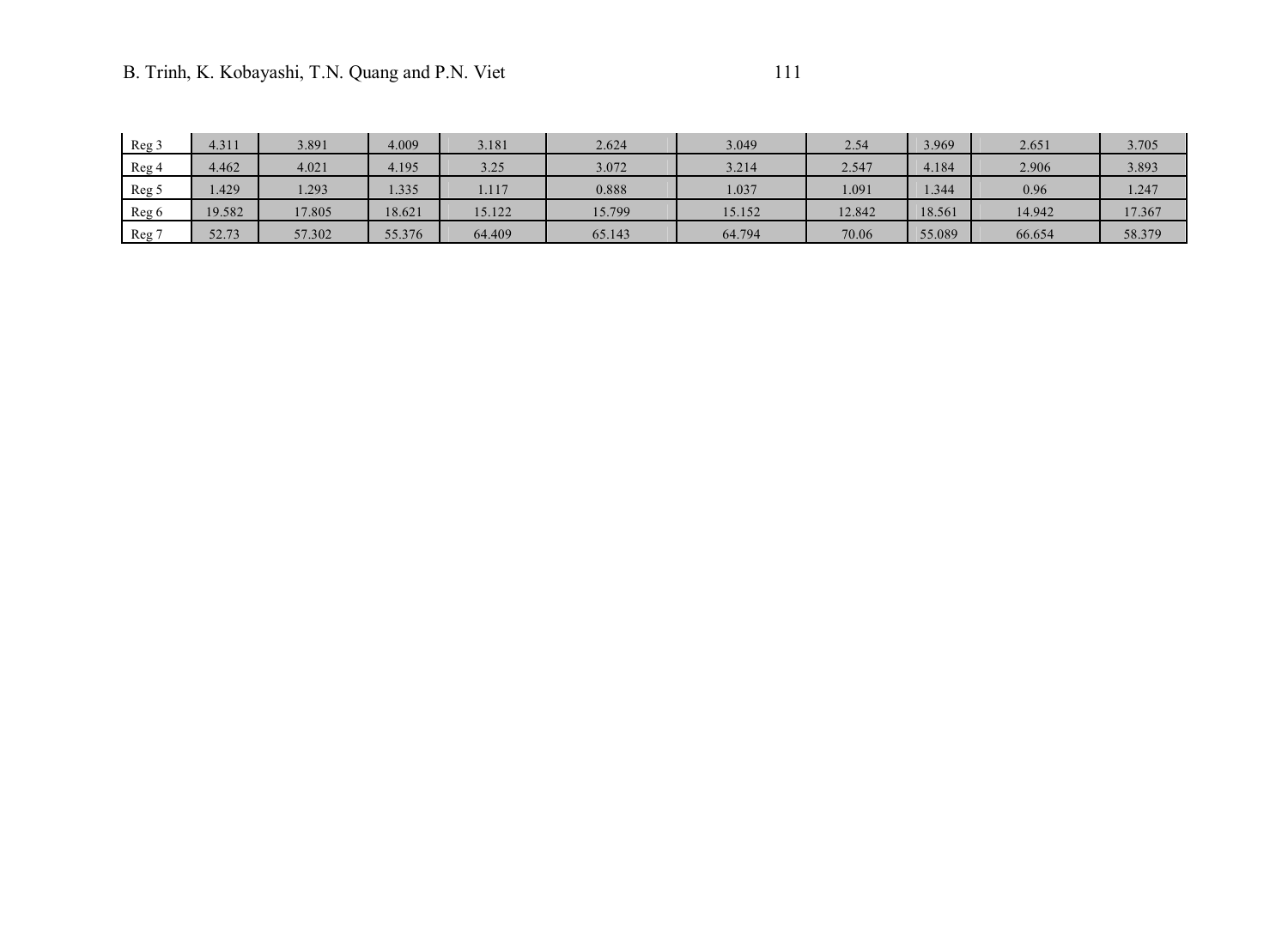| | | | | | | | | | | |
|---|---|---|---|---|---|---|---|---|---|---|
| Reg 3 | 4.311 | 3.891 | 4.009 | 3.181 | 2.624 | 3.049 | 2.54 | 3.969 | 2.651 | 3.705 |
| Reg 4 | 4.462 | 4.021 | 4.195 | 3.25 | 3.072 | 3.214 | 2.547 | 4.184 | 2.906 | 3.893 |
| Reg 5 | 1.429 | 1.293 | 1.335 | 1.117 | 0.888 | 1.037 | 1.091 | 1.344 | 0.96 | 1.247 |
| Reg 6 | 19.582 | 17.805 | 18.621 | 15.122 | 15.799 | 15.152 | 12.842 | 18.561 | 14.942 | 17.367 |
| Reg 7 | 52.73 | 57.302 | 55.376 | 64.409 | 65.143 | 64.794 | 70.06 | 55.089 | 66.654 | 58.379 |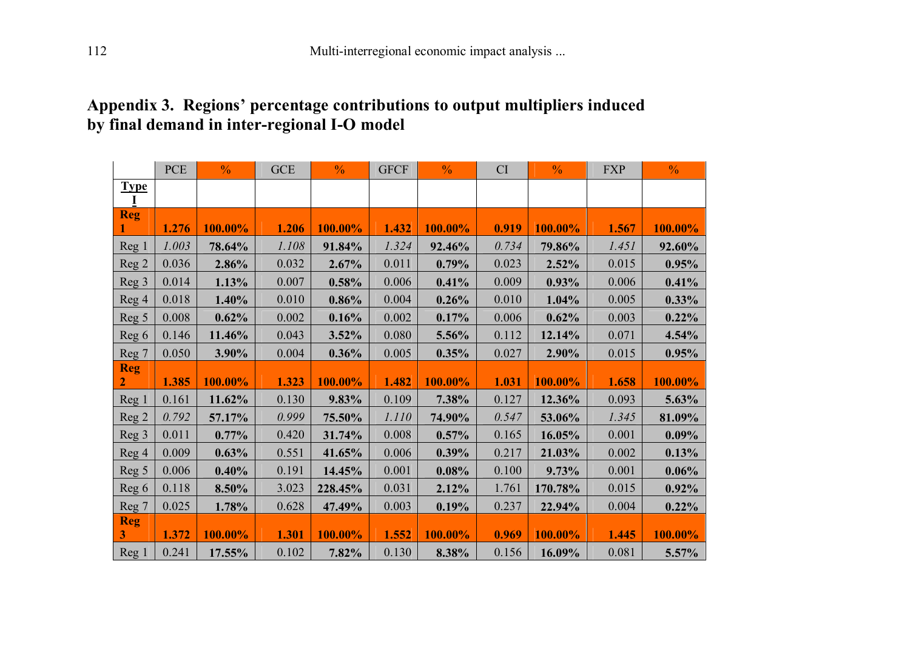## Appendix 3. Regions' percentage contributions to output multipliers induced by final demand in inter-regional I-O model

| | PCE | % | GCE | % | GFCF | % | CI | % | FXP | % |
|---|---|---|---|---|---|---|---|---|---|---|
| **Type I** | | | | | | | | | | |
| **Reg 1** | **1.276** | **100.00%** | **1.206** | **100.00%** | **1.432** | **100.00%** | **0.919** | **100.00%** | **1.567** | **100.00%** |
| Reg 1 | *1.003* | **78.64%** | *1.108* | **91.84%** | *1.324* | **92.46%** | *0.734* | **79.86%** | *1.451* | **92.60%** |
| Reg 2 | 0.036 | **2.86%** | 0.032 | **2.67%** | 0.011 | **0.79%** | 0.023 | **2.52%** | 0.015 | **0.95%** |
| Reg 3 | 0.014 | **1.13%** | 0.007 | **0.58%** | 0.006 | **0.41%** | 0.009 | **0.93%** | 0.006 | **0.41%** |
| Reg 4 | 0.018 | **1.40%** | 0.010 | **0.86%** | 0.004 | **0.26%** | 0.010 | **1.04%** | 0.005 | **0.33%** |
| Reg 5 | 0.008 | **0.62%** | 0.002 | **0.16%** | 0.002 | **0.17%** | 0.006 | **0.62%** | 0.003 | **0.22%** |
| Reg 6 | 0.146 | **11.46%** | 0.043 | **3.52%** | 0.080 | **5.56%** | 0.112 | **12.14%** | 0.071 | **4.54%** |
| Reg 7 | 0.050 | **3.90%** | 0.004 | **0.36%** | 0.005 | **0.35%** | 0.027 | **2.90%** | 0.015 | **0.95%** |
| **Reg 2** | **1.385** | **100.00%** | **1.323** | **100.00%** | **1.482** | **100.00%** | **1.031** | **100.00%** | **1.658** | **100.00%** |
| Reg 1 | 0.161 | **11.62%** | 0.130 | **9.83%** | 0.109 | **7.38%** | 0.127 | **12.36%** | 0.093 | **5.63%** |
| Reg 2 | *0.792* | **57.17%** | *0.999* | **75.50%** | *1.110* | **74.90%** | *0.547* | **53.06%** | *1.345* | **81.09%** |
| Reg 3 | 0.011 | **0.77%** | 0.420 | **31.74%** | 0.008 | **0.57%** | 0.165 | **16.05%** | 0.001 | **0.09%** |
| Reg 4 | 0.009 | **0.63%** | 0.551 | **41.65%** | 0.006 | **0.39%** | 0.217 | **21.03%** | 0.002 | **0.13%** |
| Reg 5 | 0.006 | **0.40%** | 0.191 | **14.45%** | 0.001 | **0.08%** | 0.100 | **9.73%** | 0.001 | **0.06%** |
| Reg 6 | 0.118 | **8.50%** | 3.023 | **228.45%** | 0.031 | **2.12%** | 1.761 | **170.78%** | 0.015 | **0.92%** |
| Reg 7 | 0.025 | **1.78%** | 0.628 | **47.49%** | 0.003 | **0.19%** | 0.237 | **22.94%** | 0.004 | **0.22%** |
| **Reg 3** | **1.372** | **100.00%** | **1.301** | **100.00%** | **1.552** | **100.00%** | **0.969** | **100.00%** | **1.445** | **100.00%** |
| Reg 1 | 0.241 | **17.55%** | 0.102 | **7.82%** | 0.130 | **8.38%** | 0.156 | **16.09%** | 0.081 | **5.57%** |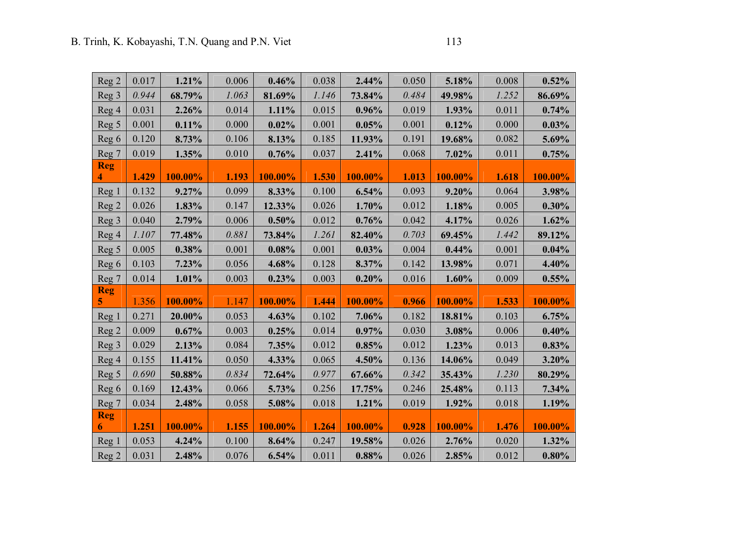| Reg 2 | 0.017 | **1.21%** | 0.006 | **0.46%** | 0.038 | **2.44%** | 0.050 | **5.18%** | 0.008 | **0.52%** |
|---|---|---|---|---|---|---|---|---|---|---|
| Reg 3 | *0.944* | **68.79%** | *1.063* | **81.69%** | *1.146* | **73.84%** | *0.484* | **49.98%** | *1.252* | **86.69%** |
| Reg 4 | 0.031 | **2.26%** | 0.014 | **1.11%** | 0.015 | **0.96%** | 0.019 | **1.93%** | 0.011 | **0.74%** |
| Reg 5 | 0.001 | **0.11%** | 0.000 | **0.02%** | 0.001 | **0.05%** | 0.001 | **0.12%** | 0.000 | **0.03%** |
| Reg 6 | 0.120 | **8.73%** | 0.106 | **8.13%** | 0.185 | **11.93%** | 0.191 | **19.68%** | 0.082 | **5.69%** |
| Reg 7 | 0.019 | **1.35%** | 0.010 | **0.76%** | 0.037 | **2.41%** | 0.068 | **7.02%** | 0.011 | **0.75%** |
| **Reg 4** | **1.429** | **100.00%** | **1.193** | **100.00%** | **1.530** | **100.00%** | **1.013** | **100.00%** | **1.618** | **100.00%** |
| Reg 1 | 0.132 | **9.27%** | 0.099 | **8.33%** | 0.100 | **6.54%** | 0.093 | **9.20%** | 0.064 | **3.98%** |
| Reg 2 | 0.026 | **1.83%** | 0.147 | **12.33%** | 0.026 | **1.70%** | 0.012 | **1.18%** | 0.005 | **0.30%** |
| Reg 3 | 0.040 | **2.79%** | 0.006 | **0.50%** | 0.012 | **0.76%** | 0.042 | **4.17%** | 0.026 | **1.62%** |
| Reg 4 | *1.107* | **77.48%** | *0.881* | **73.84%** | *1.261* | **82.40%** | *0.703* | **69.45%** | *1.442* | **89.12%** |
| Reg 5 | 0.005 | **0.38%** | 0.001 | **0.08%** | 0.001 | **0.03%** | 0.004 | **0.44%** | 0.001 | **0.04%** |
| Reg 6 | 0.103 | **7.23%** | 0.056 | **4.68%** | 0.128 | **8.37%** | 0.142 | **13.98%** | 0.071 | **4.40%** |
| Reg 7 | 0.014 | **1.01%** | 0.003 | **0.23%** | 0.003 | **0.20%** | 0.016 | **1.60%** | 0.009 | **0.55%** |
| **Reg 5** | 1.356 | **100.00%** | 1.147 | **100.00%** | **1.444** | **100.00%** | **0.966** | **100.00%** | **1.533** | **100.00%** |
| Reg 1 | 0.271 | **20.00%** | 0.053 | **4.63%** | 0.102 | **7.06%** | 0.182 | **18.81%** | 0.103 | **6.75%** |
| Reg 2 | 0.009 | **0.67%** | 0.003 | **0.25%** | 0.014 | **0.97%** | 0.030 | **3.08%** | 0.006 | **0.40%** |
| Reg 3 | 0.029 | **2.13%** | 0.084 | **7.35%** | 0.012 | **0.85%** | 0.012 | **1.23%** | 0.013 | **0.83%** |
| Reg 4 | 0.155 | **11.41%** | 0.050 | **4.33%** | 0.065 | **4.50%** | 0.136 | **14.06%** | 0.049 | **3.20%** |
| Reg 5 | *0.690* | **50.88%** | *0.834* | **72.64%** | *0.977* | **67.66%** | *0.342* | **35.43%** | *1.230* | **80.29%** |
| Reg 6 | 0.169 | **12.43%** | 0.066 | **5.73%** | 0.256 | **17.75%** | 0.246 | **25.48%** | 0.113 | **7.34%** |
| Reg 7 | 0.034 | **2.48%** | 0.058 | **5.08%** | 0.018 | **1.21%** | 0.019 | **1.92%** | 0.018 | **1.19%** |
| **Reg 6** | **1.251** | **100.00%** | **1.155** | **100.00%** | **1.264** | **100.00%** | **0.928** | **100.00%** | **1.476** | **100.00%** |
| Reg 1 | 0.053 | **4.24%** | 0.100 | **8.64%** | 0.247 | **19.58%** | 0.026 | **2.76%** | 0.020 | **1.32%** |
| Reg 2 | 0.031 | **2.48%** | 0.076 | **6.54%** | 0.011 | **0.88%** | 0.026 | **2.85%** | 0.012 | **0.80%** |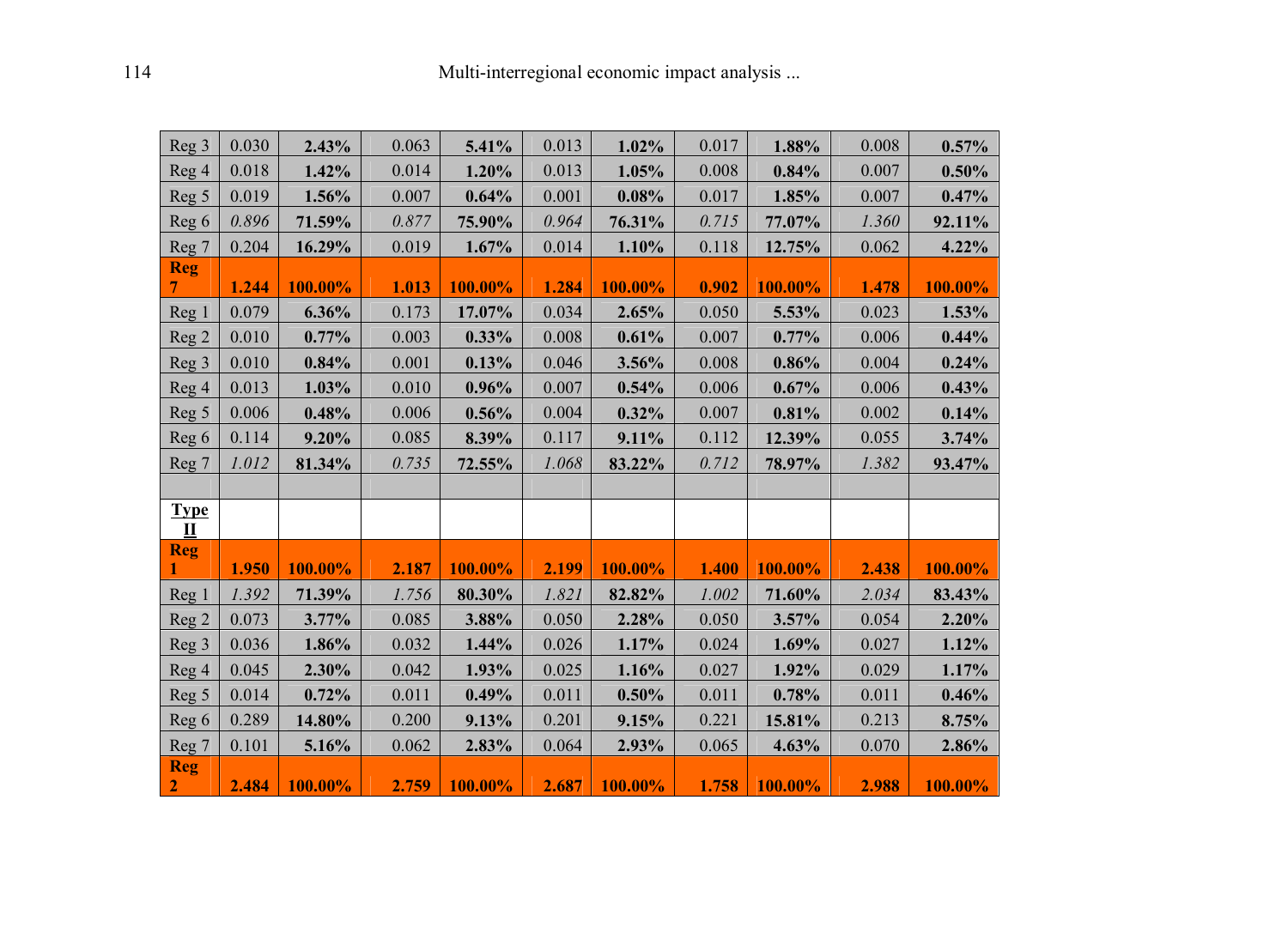| Reg 3 | 0.030 | **2.43%** | 0.063 | **5.41%** | 0.013 | **1.02%** | 0.017 | **1.88%** | 0.008 | **0.57%** |
|---|---|---|---|---|---|---|---|---|---|---|
| Reg 4 | 0.018 | **1.42%** | 0.014 | **1.20%** | 0.013 | **1.05%** | 0.008 | **0.84%** | 0.007 | **0.50%** |
| Reg 5 | 0.019 | **1.56%** | 0.007 | **0.64%** | 0.001 | **0.08%** | 0.017 | **1.85%** | 0.007 | **0.47%** |
| Reg 6 | *0.896* | **71.59%** | *0.877* | **75.90%** | *0.964* | **76.31%** | *0.715* | **77.07%** | *1.360* | **92.11%** |
| Reg 7 | 0.204 | **16.29%** | 0.019 | **1.67%** | 0.014 | **1.10%** | 0.118 | **12.75%** | 0.062 | **4.22%** |
| **Reg 7** | **1.244** | **100.00%** | **1.013** | **100.00%** | **1.284** | **100.00%** | **0.902** | **100.00%** | **1.478** | **100.00%** |
| Reg 1 | 0.079 | **6.36%** | 0.173 | **17.07%** | 0.034 | **2.65%** | 0.050 | **5.53%** | 0.023 | **1.53%** |
| Reg 2 | 0.010 | **0.77%** | 0.003 | **0.33%** | 0.008 | **0.61%** | 0.007 | **0.77%** | 0.006 | **0.44%** |
| Reg 3 | 0.010 | **0.84%** | 0.001 | **0.13%** | 0.046 | **3.56%** | 0.008 | **0.86%** | 0.004 | **0.24%** |
| Reg 4 | 0.013 | **1.03%** | 0.010 | **0.96%** | 0.007 | **0.54%** | 0.006 | **0.67%** | 0.006 | **0.43%** |
| Reg 5 | 0.006 | **0.48%** | 0.006 | **0.56%** | 0.004 | **0.32%** | 0.007 | **0.81%** | 0.002 | **0.14%** |
| Reg 6 | 0.114 | **9.20%** | 0.085 | **8.39%** | 0.117 | **9.11%** | 0.112 | **12.39%** | 0.055 | **3.74%** |
| Reg 7 | *1.012* | **81.34%** | *0.735* | **72.55%** | *1.068* | **83.22%** | *0.712* | **78.97%** | *1.382* | **93.47%** |
| | | | | | | | | | | |
| **Type II** | | | | | | | | | | |
| **Reg 1** | **1.950** | **100.00%** | **2.187** | **100.00%** | **2.199** | **100.00%** | **1.400** | **100.00%** | **2.438** | **100.00%** |
| Reg 1 | *1.392* | **71.39%** | *1.756* | **80.30%** | *1.821* | **82.82%** | *1.002* | **71.60%** | *2.034* | **83.43%** |
| Reg 2 | 0.073 | **3.77%** | 0.085 | **3.88%** | 0.050 | **2.28%** | 0.050 | **3.57%** | 0.054 | **2.20%** |
| Reg 3 | 0.036 | **1.86%** | 0.032 | **1.44%** | 0.026 | **1.17%** | 0.024 | **1.69%** | 0.027 | **1.12%** |
| Reg 4 | 0.045 | **2.30%** | 0.042 | **1.93%** | 0.025 | **1.16%** | 0.027 | **1.92%** | 0.029 | **1.17%** |
| Reg 5 | 0.014 | **0.72%** | 0.011 | **0.49%** | 0.011 | **0.50%** | 0.011 | **0.78%** | 0.011 | **0.46%** |
| Reg 6 | 0.289 | **14.80%** | 0.200 | **9.13%** | 0.201 | **9.15%** | 0.221 | **15.81%** | 0.213 | **8.75%** |
| Reg 7 | 0.101 | **5.16%** | 0.062 | **2.83%** | 0.064 | **2.93%** | 0.065 | **4.63%** | 0.070 | **2.86%** |
| **Reg 2** | **2.484** | **100.00%** | **2.759** | **100.00%** | **2.687** | **100.00%** | **1.758** | **100.00%** | **2.988** | **100.00%** |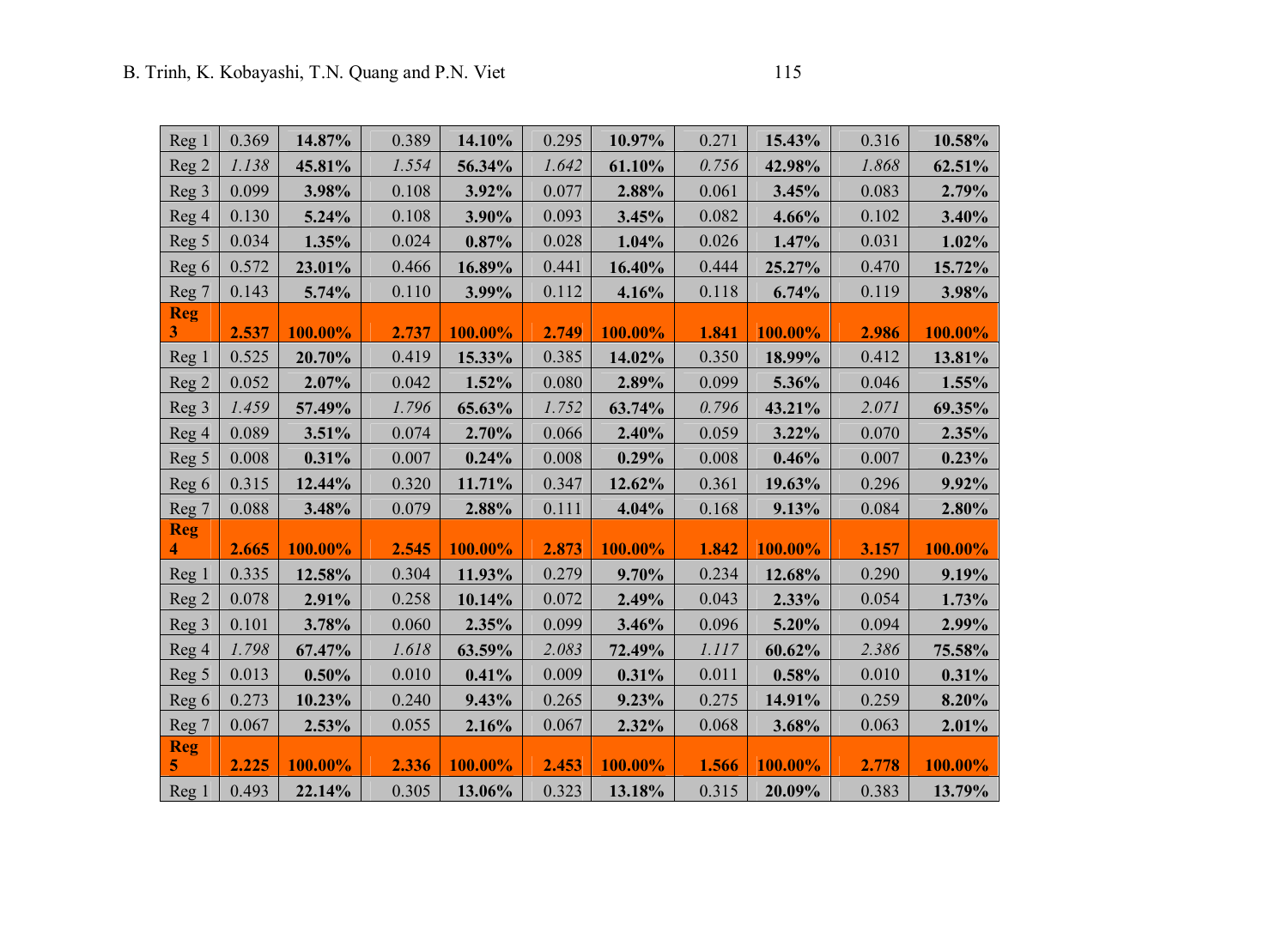| Reg 1 | 0.369 | **14.87%** | 0.389 | **14.10%** | 0.295 | **10.97%** | 0.271 | **15.43%** | 0.316 | **10.58%** |
|---|---|---|---|---|---|---|---|---|---|---|
| Reg 2 | *1.138* | **45.81%** | *1.554* | **56.34%** | *1.642* | **61.10%** | *0.756* | **42.98%** | *1.868* | **62.51%** |
| Reg 3 | 0.099 | **3.98%** | 0.108 | **3.92%** | 0.077 | **2.88%** | 0.061 | **3.45%** | 0.083 | **2.79%** |
| Reg 4 | 0.130 | **5.24%** | 0.108 | **3.90%** | 0.093 | **3.45%** | 0.082 | **4.66%** | 0.102 | **3.40%** |
| Reg 5 | 0.034 | **1.35%** | 0.024 | **0.87%** | 0.028 | **1.04%** | 0.026 | **1.47%** | 0.031 | **1.02%** |
| Reg 6 | 0.572 | **23.01%** | 0.466 | **16.89%** | 0.441 | **16.40%** | 0.444 | **25.27%** | 0.470 | **15.72%** |
| Reg 7 | 0.143 | **5.74%** | 0.110 | **3.99%** | 0.112 | **4.16%** | 0.118 | **6.74%** | 0.119 | **3.98%** |
| **Reg 3** | **2.537** | **100.00%** | **2.737** | **100.00%** | **2.749** | **100.00%** | **1.841** | **100.00%** | **2.986** | **100.00%** |
| Reg 1 | 0.525 | **20.70%** | 0.419 | **15.33%** | 0.385 | **14.02%** | 0.350 | **18.99%** | 0.412 | **13.81%** |
| Reg 2 | 0.052 | **2.07%** | 0.042 | **1.52%** | 0.080 | **2.89%** | 0.099 | **5.36%** | 0.046 | **1.55%** |
| Reg 3 | *1.459* | **57.49%** | *1.796* | **65.63%** | *1.752* | **63.74%** | *0.796* | **43.21%** | *2.071* | **69.35%** |
| Reg 4 | 0.089 | **3.51%** | 0.074 | **2.70%** | 0.066 | **2.40%** | 0.059 | **3.22%** | 0.070 | **2.35%** |
| Reg 5 | 0.008 | **0.31%** | 0.007 | **0.24%** | 0.008 | **0.29%** | 0.008 | **0.46%** | 0.007 | **0.23%** |
| Reg 6 | 0.315 | **12.44%** | 0.320 | **11.71%** | 0.347 | **12.62%** | 0.361 | **19.63%** | 0.296 | **9.92%** |
| Reg 7 | 0.088 | **3.48%** | 0.079 | **2.88%** | 0.111 | **4.04%** | 0.168 | **9.13%** | 0.084 | **2.80%** |
| **Reg 4** | **2.665** | **100.00%** | **2.545** | **100.00%** | **2.873** | **100.00%** | **1.842** | **100.00%** | **3.157** | **100.00%** |
| Reg 1 | 0.335 | **12.58%** | 0.304 | **11.93%** | 0.279 | **9.70%** | 0.234 | **12.68%** | 0.290 | **9.19%** |
| Reg 2 | 0.078 | **2.91%** | 0.258 | **10.14%** | 0.072 | **2.49%** | 0.043 | **2.33%** | 0.054 | **1.73%** |
| Reg 3 | 0.101 | **3.78%** | 0.060 | **2.35%** | 0.099 | **3.46%** | 0.096 | **5.20%** | 0.094 | **2.99%** |
| Reg 4 | *1.798* | **67.47%** | *1.618* | **63.59%** | *2.083* | **72.49%** | *1.117* | **60.62%** | *2.386* | **75.58%** |
| Reg 5 | 0.013 | **0.50%** | 0.010 | **0.41%** | 0.009 | **0.31%** | 0.011 | **0.58%** | 0.010 | **0.31%** |
| Reg 6 | 0.273 | **10.23%** | 0.240 | **9.43%** | 0.265 | **9.23%** | 0.275 | **14.91%** | 0.259 | **8.20%** |
| Reg 7 | 0.067 | **2.53%** | 0.055 | **2.16%** | 0.067 | **2.32%** | 0.068 | **3.68%** | 0.063 | **2.01%** |
| **Reg 5** | **2.225** | **100.00%** | **2.336** | **100.00%** | **2.453** | **100.00%** | **1.566** | **100.00%** | **2.778** | **100.00%** |
| Reg 1 | 0.493 | **22.14%** | 0.305 | **13.06%** | 0.323 | **13.18%** | 0.315 | **20.09%** | 0.383 | **13.79%** |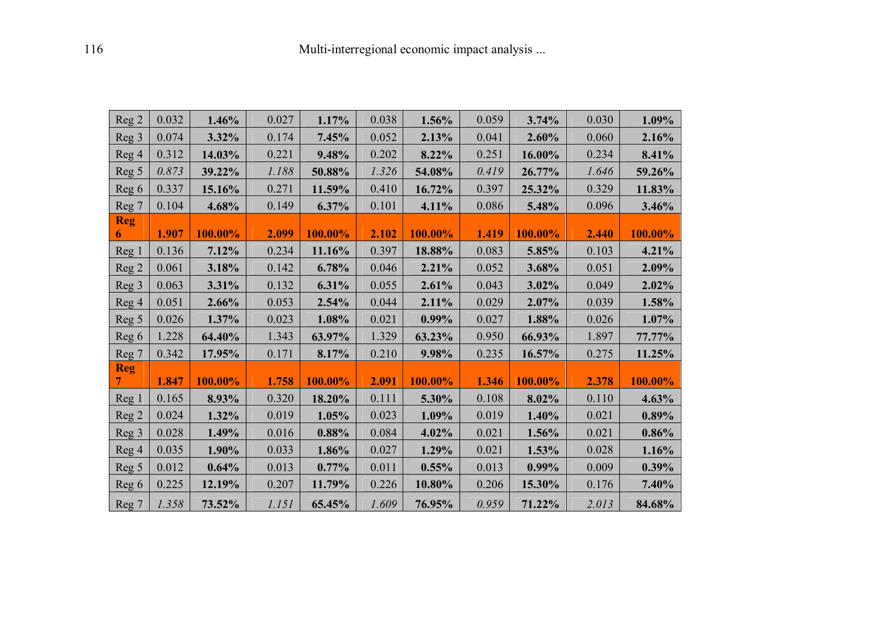| | | | | | | | | | | |
|---|---|---|---|---|---|---|---|---|---|---|
| Reg 2 | 0.032 | **1.46%** | 0.027 | **1.17%** | 0.038 | **1.56%** | 0.059 | **3.74%** | 0.030 | **1.09%** |
| Reg 3 | 0.074 | **3.32%** | 0.174 | **7.45%** | 0.052 | **2.13%** | 0.041 | **2.60%** | 0.060 | **2.16%** |
| Reg 4 | 0.312 | **14.03%** | 0.221 | **9.48%** | 0.202 | **8.22%** | 0.251 | **16.00%** | 0.234 | **8.41%** |
| Reg 5 | *0.873* | **39.22%** | *1.188* | **50.88%** | *1.326* | **54.08%** | *0.419* | **26.77%** | *1.646* | **59.26%** |
| Reg 6 | 0.337 | **15.16%** | 0.271 | **11.59%** | 0.410 | **16.72%** | 0.397 | **25.32%** | 0.329 | **11.83%** |
| Reg 7 | 0.104 | **4.68%** | 0.149 | **6.37%** | 0.101 | **4.11%** | 0.086 | **5.48%** | 0.096 | **3.46%** |
| **Reg 6** | **1.907** | **100.00%** | **2.099** | **100.00%** | **2.102** | **100.00%** | **1.419** | **100.00%** | **2.440** | **100.00%** |
| Reg 1 | 0.136 | **7.12%** | 0.234 | **11.16%** | 0.397 | **18.88%** | 0.083 | **5.85%** | 0.103 | **4.21%** |
| Reg 2 | 0.061 | **3.18%** | 0.142 | **6.78%** | 0.046 | **2.21%** | 0.052 | **3.68%** | 0.051 | **2.09%** |
| Reg 3 | 0.063 | **3.31%** | 0.132 | **6.31%** | 0.055 | **2.61%** | 0.043 | **3.02%** | 0.049 | **2.02%** |
| Reg 4 | 0.051 | **2.66%** | 0.053 | **2.54%** | 0.044 | **2.11%** | 0.029 | **2.07%** | 0.039 | **1.58%** |
| Reg 5 | 0.026 | **1.37%** | 0.023 | **1.08%** | 0.021 | **0.99%** | 0.027 | **1.88%** | 0.026 | **1.07%** |
| Reg 6 | 1.228 | **64.40%** | 1.343 | **63.97%** | 1.329 | **63.23%** | 0.950 | **66.93%** | 1.897 | **77.77%** |
| Reg 7 | 0.342 | **17.95%** | 0.171 | **8.17%** | 0.210 | **9.98%** | 0.235 | **16.57%** | 0.275 | **11.25%** |
| **Reg 7** | **1.847** | **100.00%** | **1.758** | **100.00%** | **2.091** | **100.00%** | **1.346** | **100.00%** | **2.378** | **100.00%** |
| Reg 1 | 0.165 | **8.93%** | 0.320 | **18.20%** | 0.111 | **5.30%** | 0.108 | **8.02%** | 0.110 | **4.63%** |
| Reg 2 | 0.024 | **1.32%** | 0.019 | **1.05%** | 0.023 | **1.09%** | 0.019 | **1.40%** | 0.021 | **0.89%** |
| Reg 3 | 0.028 | **1.49%** | 0.016 | **0.88%** | 0.084 | **4.02%** | 0.021 | **1.56%** | 0.021 | **0.86%** |
| Reg 4 | 0.035 | **1.90%** | 0.033 | **1.86%** | 0.027 | **1.29%** | 0.021 | **1.53%** | 0.028 | **1.16%** |
| Reg 5 | 0.012 | **0.64%** | 0.013 | **0.77%** | 0.011 | **0.55%** | 0.013 | **0.99%** | 0.009 | **0.39%** |
| Reg 6 | 0.225 | **12.19%** | 0.207 | **11.79%** | 0.226 | **10.80%** | 0.206 | **15.30%** | 0.176 | **7.40%** |
| Reg 7 | *1.358* | **73.52%** | *1.151* | **65.45%** | *1.609* | **76.95%** | *0.959* | **71.22%** | *2.013* | **84.68%** |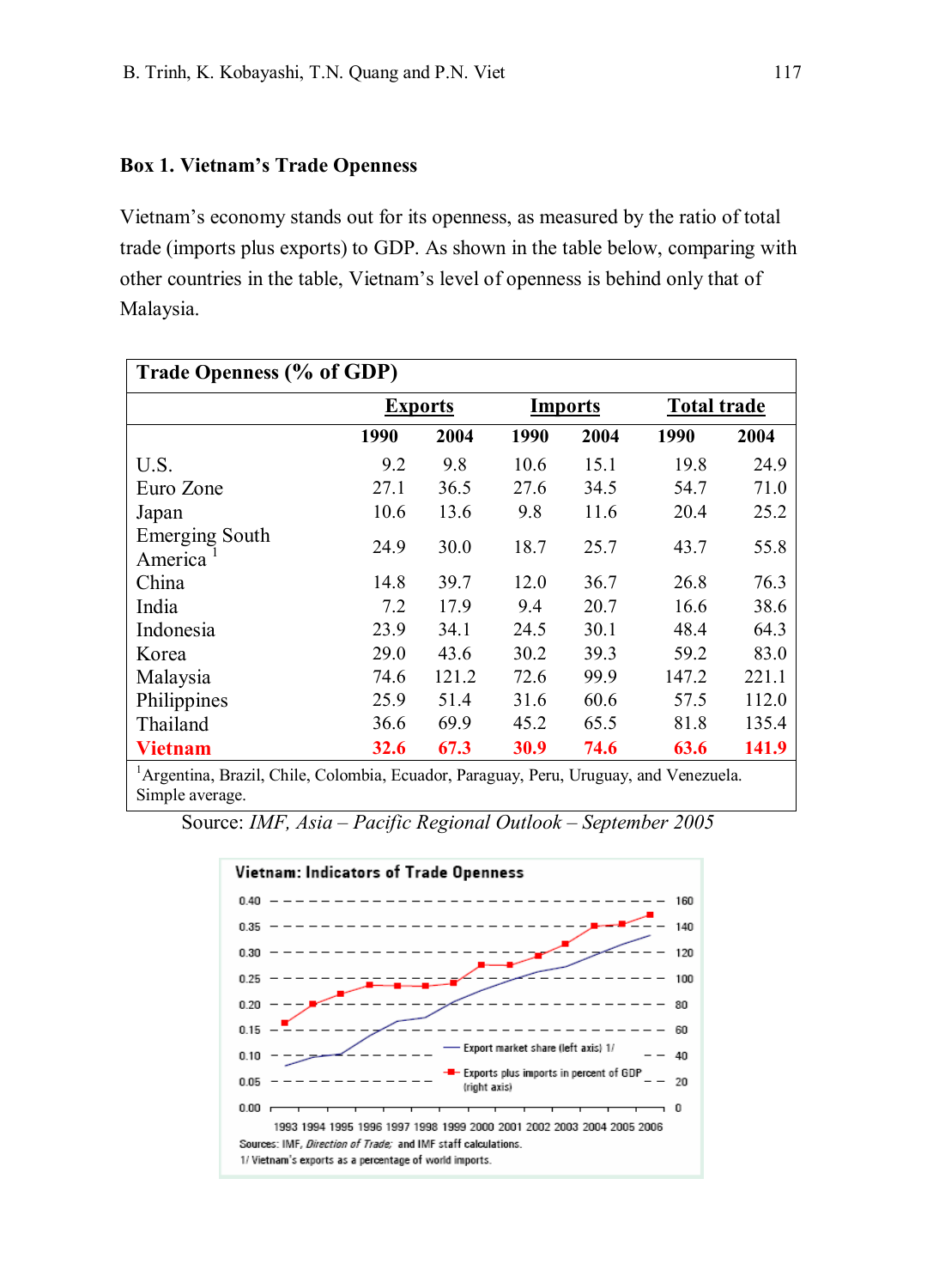### Box 1. Vietnam's Trade Openness

Vietnam's economy stands out for its openness, as measured by the ratio of total trade (imports plus exports) to GDP. As shown in the table below, comparing with other countries in the table, Vietnam's level of openness is behind only that of Malaysia.

**Trade Openness (% of GDP)**

| | Exports | | Imports | | Total trade | |
|---|---|---|---|---|---|---|
| | 1990 | 2004 | 1990 | 2004 | 1990 | 2004 |
| U.S. | 9.2 | 9.8 | 10.6 | 15.1 | 19.8 | 24.9 |
| Euro Zone | 27.1 | 36.5 | 27.6 | 34.5 | 54.7 | 71.0 |
| Japan | 10.6 | 13.6 | 9.8 | 11.6 | 20.4 | 25.2 |
| Emerging South America [1] | 24.9 | 30.0 | 18.7 | 25.7 | 43.7 | 55.8 |
| China | 14.8 | 39.7 | 12.0 | 36.7 | 26.8 | 76.3 |
| India | 7.2 | 17.9 | 9.4 | 20.7 | 16.6 | 38.6 |
| Indonesia | 23.9 | 34.1 | 24.5 | 30.1 | 48.4 | 64.3 |
| Korea | 29.0 | 43.6 | 30.2 | 39.3 | 59.2 | 83.0 |
| Malaysia | 74.6 | 121.2 | 72.6 | 99.9 | 147.2 | 221.1 |
| Philippines | 25.9 | 51.4 | 31.6 | 60.6 | 57.5 | 112.0 |
| Thailand | 36.6 | 69.9 | 45.2 | 65.5 | 81.8 | 135.4 |
| **Vietnam** | **32.6** | **67.3** | **30.9** | **74.6** | **63.6** | **141.9** |

[1] Argentina, Brazil, Chile, Colombia, Ecuador, Paraguay, Peru, Uruguay, and Venezuela. Simple average.

Source: *IMF, Asia – Pacific Regional Outlook – September 2005*

Vietnam: Indicators of Trade Openness

0.40
0.35
0.30
0.25
0.20
0.15
0.10
0.05
0.00

160
140
120
100
80
60
40
20
0

Export market share (left axis) 1/

Exports plus imports in percent of GDP (right axis)

1993 1994 1995 1996 1997 1998 1999 2000 2001 2002 2003 2004 2005 2006

Sources: IMF, *Direction of Trade*; and IMF staff calculations.

1/ Vietnam's exports as a percentage of world imports.